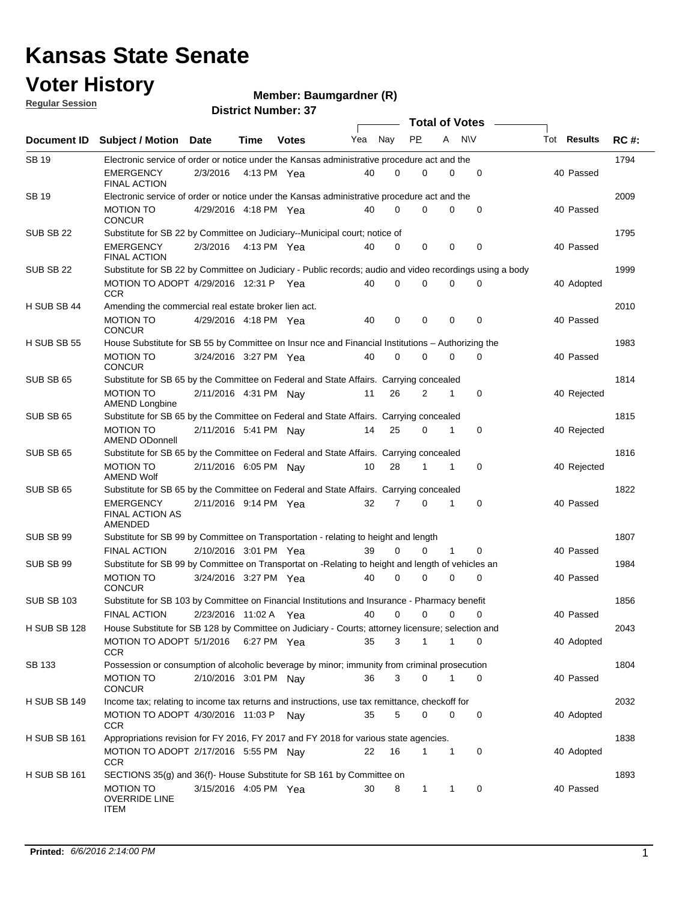# Kansas State Senate

## Voter History

**Regular Session**

**Member: Baumgardner (R)**

**District Number: 37**

| Document ID | Subject / Motion | Date | Time | Votes | Yea | Nay | PP | A | N\V | Tot | Results | RC #: |
|---|---|---|---|---|---|---|---|---|---|---|---|---|
| SB 19 | Electronic service of order or notice under the Kansas administrative procedure act and the | | | | | | | | | | | 1794 |
| | EMERGENCY FINAL ACTION | 2/3/2016 | 4:13 PM | Yea | 40 | 0 | 0 | 0 | 0 | 40 | Passed | |
| SB 19 | Electronic service of order or notice under the Kansas administrative procedure act and the | | | | | | | | | | | 2009 |
| | MOTION TO CONCUR | 4/29/2016 | 4:18 PM | Yea | 40 | 0 | 0 | 0 | 0 | 40 | Passed | |
| SUB SB 22 | Substitute for SB 22 by Committee on Judiciary--Municipal court; notice of | | | | | | | | | | | 1795 |
| | EMERGENCY FINAL ACTION | 2/3/2016 | 4:13 PM | Yea | 40 | 0 | 0 | 0 | 0 | 40 | Passed | |
| SUB SB 22 | Substitute for SB 22 by Committee on Judiciary - Public records; audio and video recordings using a body | | | | | | | | | | | 1999 |
| | MOTION TO ADOPT CCR | 4/29/2016 | 12:31 P | Yea | 40 | 0 | 0 | 0 | 0 | 40 | Adopted | |
| H SUB SB 44 | Amending the commercial real estate broker lien act. | | | | | | | | | | | 2010 |
| | MOTION TO CONCUR | 4/29/2016 | 4:18 PM | Yea | 40 | 0 | 0 | 0 | 0 | 40 | Passed | |
| H SUB SB 55 | House Substitute for SB 55 by Committee on Insur nce and Financial Institutions – Authorizing the | | | | | | | | | | | 1983 |
| | MOTION TO CONCUR | 3/24/2016 | 3:27 PM | Yea | 40 | 0 | 0 | 0 | 0 | 40 | Passed | |
| SUB SB 65 | Substitute for SB 65 by the Committee on Federal and State Affairs. Carrying concealed | | | | | | | | | | | 1814 |
| | MOTION TO AMEND Longbine | 2/11/2016 | 4:31 PM | Nay | 11 | 26 | 2 | 1 | 0 | 40 | Rejected | |
| SUB SB 65 | Substitute for SB 65 by the Committee on Federal and State Affairs. Carrying concealed | | | | | | | | | | | 1815 |
| | MOTION TO AMEND ODonnell | 2/11/2016 | 5:41 PM | Nay | 14 | 25 | 0 | 1 | 0 | 40 | Rejected | |
| SUB SB 65 | Substitute for SB 65 by the Committee on Federal and State Affairs. Carrying concealed | | | | | | | | | | | 1816 |
| | MOTION TO AMEND Wolf | 2/11/2016 | 6:05 PM | Nay | 10 | 28 | 1 | 1 | 0 | 40 | Rejected | |
| SUB SB 65 | Substitute for SB 65 by the Committee on Federal and State Affairs. Carrying concealed | | | | | | | | | | | 1822 |
| | EMERGENCY FINAL ACTION AS AMENDED | 2/11/2016 | 9:14 PM | Yea | 32 | 7 | 0 | 1 | 0 | 40 | Passed | |
| SUB SB 99 | Substitute for SB 99 by Committee on Transportation - relating to height and length | | | | | | | | | | | 1807 |
| | FINAL ACTION | 2/10/2016 | 3:01 PM | Yea | 39 | 0 | 0 | 1 | 0 | 40 | Passed | |
| SUB SB 99 | Substitute for SB 99 by Committee on Transportat on -Relating to height and length of vehicles an | | | | | | | | | | | 1984 |
| | MOTION TO CONCUR | 3/24/2016 | 3:27 PM | Yea | 40 | 0 | 0 | 0 | 0 | 40 | Passed | |
| SUB SB 103 | Substitute for SB 103 by Committee on Financial Institutions and Insurance - Pharmacy benefit | | | | | | | | | | | 1856 |
| | FINAL ACTION | 2/23/2016 | 11:02 A | Yea | 40 | 0 | 0 | 0 | 0 | 40 | Passed | |
| H SUB SB 128 | House Substitute for SB 128 by Committee on Judiciary - Courts; attorney licensure; selection and | | | | | | | | | | | 2043 |
| | MOTION TO ADOPT CCR | 5/1/2016 | 6:27 PM | Yea | 35 | 3 | 1 | 1 | 0 | 40 | Adopted | |
| SB 133 | Possession or consumption of alcoholic beverage by minor; immunity from criminal prosecution | | | | | | | | | | | 1804 |
| | MOTION TO CONCUR | 2/10/2016 | 3:01 PM | Nay | 36 | 3 | 0 | 1 | 0 | 40 | Passed | |
| H SUB SB 149 | Income tax; relating to income tax returns and instructions, use tax remittance, checkoff for | | | | | | | | | | | 2032 |
| | MOTION TO ADOPT CCR | 4/30/2016 | 11:03 P | Nay | 35 | 5 | 0 | 0 | 0 | 40 | Adopted | |
| H SUB SB 161 | Appropriations revision for FY 2016, FY 2017 and FY 2018 for various state agencies. | | | | | | | | | | | 1838 |
| | MOTION TO ADOPT CCR | 2/17/2016 | 5:55 PM | Nay | 22 | 16 | 1 | 1 | 0 | 40 | Adopted | |
| H SUB SB 161 | SECTIONS 35(g) and 36(f)- House Substitute for SB 161 by Committee on | | | | | | | | | | | 1893 |
| | MOTION TO OVERRIDE LINE ITEM | 3/15/2016 | 4:05 PM | Yea | 30 | 8 | 1 | 1 | 0 | 40 | Passed | |

**Printed:** *6/6/2016 2:14:00 PM*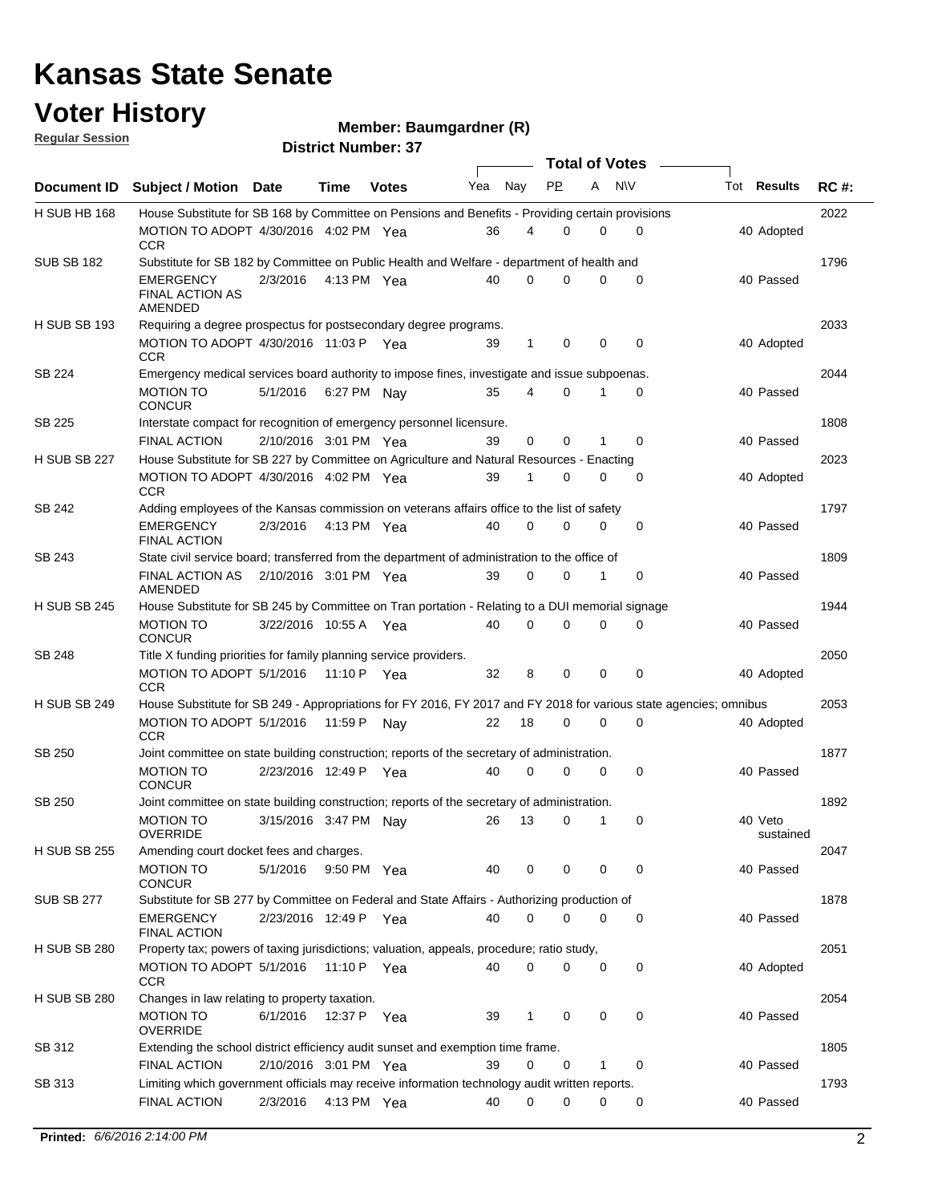# Kansas State Senate

# Voter History

**Regular Session**

**Member: Baumgardner (R)**

**District Number: 37**

| Document ID | Subject / Motion | Date | Time | Votes | Yea | Nay | PP | A | N\V | Tot | Results | RC #: |
|---|---|---|---|---|---|---|---|---|---|---|---|---|
| H SUB HB 168 | House Substitute for SB 168 by Committee on Pensions and Benefits - Providing certain provisions | | | | | | | | | | | 2022 |
| | MOTION TO ADOPT CCR | 4/30/2016 | 4:02 PM | Yea | 36 | 4 | 0 | 0 | 0 | 40 | Adopted | |
| SUB SB 182 | Substitute for SB 182 by Committee on Public Health and Welfare - department of health and | | | | | | | | | | | 1796 |
| | EMERGENCY FINAL ACTION AS AMENDED | 2/3/2016 | 4:13 PM | Yea | 40 | 0 | 0 | 0 | 0 | 40 | Passed | |
| H SUB SB 193 | Requiring a degree prospectus for postsecondary degree programs. | | | | | | | | | | | 2033 |
| | MOTION TO ADOPT CCR | 4/30/2016 | 11:03 P | Yea | 39 | 1 | 0 | 0 | 0 | 40 | Adopted | |
| SB 224 | Emergency medical services board authority to impose fines, investigate and issue subpoenas. | | | | | | | | | | | 2044 |
| | MOTION TO CONCUR | 5/1/2016 | 6:27 PM | Nay | 35 | 4 | 0 | 1 | 0 | 40 | Passed | |
| SB 225 | Interstate compact for recognition of emergency personnel licensure. | | | | | | | | | | | 1808 |
| | FINAL ACTION | 2/10/2016 | 3:01 PM | Yea | 39 | 0 | 0 | 1 | 0 | 40 | Passed | |
| H SUB SB 227 | House Substitute for SB 227 by Committee on Agriculture and Natural Resources - Enacting | | | | | | | | | | | 2023 |
| | MOTION TO ADOPT CCR | 4/30/2016 | 4:02 PM | Yea | 39 | 1 | 0 | 0 | 0 | 40 | Adopted | |
| SB 242 | Adding employees of the Kansas commission on veterans affairs office to the list of safety | | | | | | | | | | | 1797 |
| | EMERGENCY FINAL ACTION | 2/3/2016 | 4:13 PM | Yea | 40 | 0 | 0 | 0 | 0 | 40 | Passed | |
| SB 243 | State civil service board; transferred from the department of administration to the office of | | | | | | | | | | | 1809 |
| | FINAL ACTION AS AMENDED | 2/10/2016 | 3:01 PM | Yea | 39 | 0 | 0 | 1 | 0 | 40 | Passed | |
| H SUB SB 245 | House Substitute for SB 245 by Committee on Tran portation - Relating to a DUI memorial signage | | | | | | | | | | | 1944 |
| | MOTION TO CONCUR | 3/22/2016 | 10:55 A | Yea | 40 | 0 | 0 | 0 | 0 | 40 | Passed | |
| SB 248 | Title X funding priorities for family planning service providers. | | | | | | | | | | | 2050 |
| | MOTION TO ADOPT CCR | 5/1/2016 | 11:10 P | Yea | 32 | 8 | 0 | 0 | 0 | 40 | Adopted | |
| H SUB SB 249 | House Substitute for SB 249 - Appropriations for FY 2016, FY 2017 and FY 2018 for various state agencies; omnibus | | | | | | | | | | | 2053 |
| | MOTION TO ADOPT CCR | 5/1/2016 | 11:59 P | Nay | 22 | 18 | 0 | 0 | 0 | 40 | Adopted | |
| SB 250 | Joint committee on state building construction; reports of the secretary of administration. | | | | | | | | | | | 1877 |
| | MOTION TO CONCUR | 2/23/2016 | 12:49 P | Yea | 40 | 0 | 0 | 0 | 0 | 40 | Passed | |
| SB 250 | Joint committee on state building construction; reports of the secretary of administration. | | | | | | | | | | | 1892 |
| | MOTION TO OVERRIDE | 3/15/2016 | 3:47 PM | Nay | 26 | 13 | 0 | 1 | 0 | 40 | Veto sustained | |
| H SUB SB 255 | Amending court docket fees and charges. | | | | | | | | | | | 2047 |
| | MOTION TO CONCUR | 5/1/2016 | 9:50 PM | Yea | 40 | 0 | 0 | 0 | 0 | 40 | Passed | |
| SUB SB 277 | Substitute for SB 277 by Committee on Federal and State Affairs - Authorizing production of | | | | | | | | | | | 1878 |
| | EMERGENCY FINAL ACTION | 2/23/2016 | 12:49 P | Yea | 40 | 0 | 0 | 0 | 0 | 40 | Passed | |
| H SUB SB 280 | Property tax; powers of taxing jurisdictions; valuation, appeals, procedure; ratio study, | | | | | | | | | | | 2051 |
| | MOTION TO ADOPT CCR | 5/1/2016 | 11:10 P | Yea | 40 | 0 | 0 | 0 | 0 | 40 | Adopted | |
| H SUB SB 280 | Changes in law relating to property taxation. | | | | | | | | | | | 2054 |
| | MOTION TO OVERRIDE | 6/1/2016 | 12:37 P | Yea | 39 | 1 | 0 | 0 | 0 | 40 | Passed | |
| SB 312 | Extending the school district efficiency audit sunset and exemption time frame. | | | | | | | | | | | 1805 |
| | FINAL ACTION | 2/10/2016 | 3:01 PM | Yea | 39 | 0 | 0 | 1 | 0 | 40 | Passed | |
| SB 313 | Limiting which government officials may receive information technology audit written reports. | | | | | | | | | | | 1793 |
| | FINAL ACTION | 2/3/2016 | 4:13 PM | Yea | 40 | 0 | 0 | 0 | 0 | 40 | Passed | |

**Printed:** *6/6/2016 2:14:00 PM*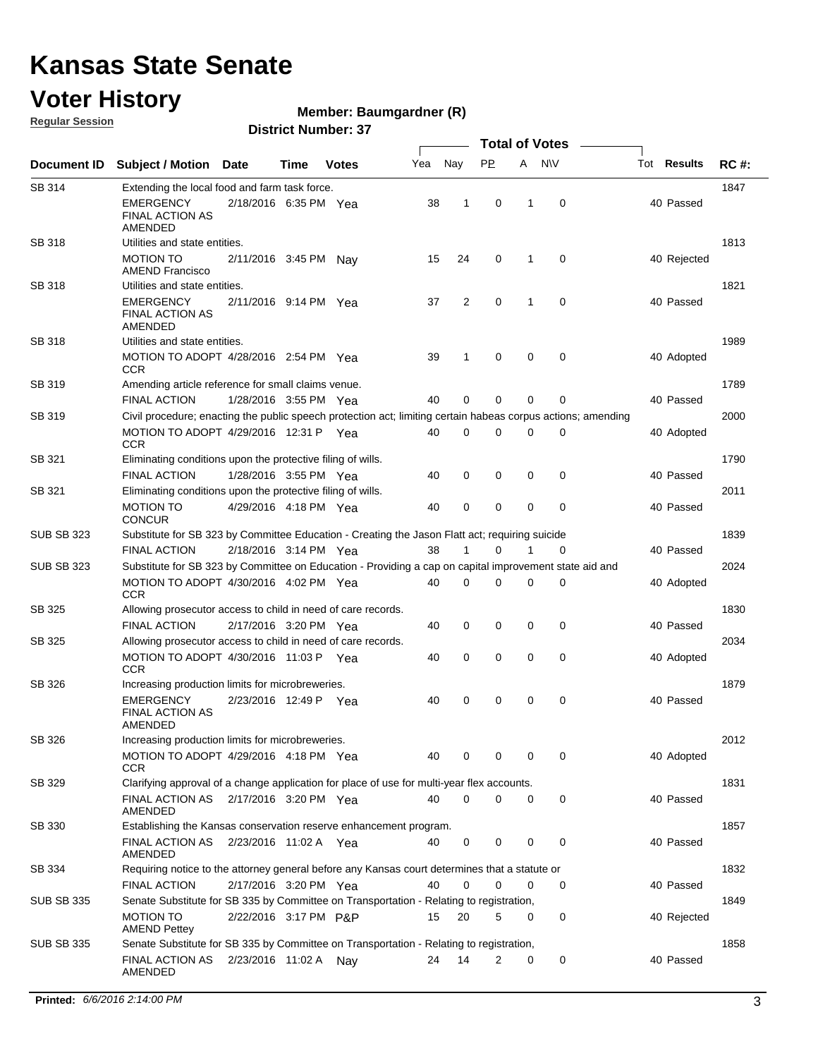# Kansas State Senate

# Voter History

**Regular Session**

**Member: Baumgardner (R)**

**District Number: 37**

| Document ID | Subject / Motion | Date | Time | Votes | Yea | Nay | PP | A | N\V | Tot | Results | RC #: |
|---|---|---|---|---|---|---|---|---|---|---|---|---|
| SB 314 | Extending the local food and farm task force. | | | | | | | | | | | 1847 |
| | EMERGENCY FINAL ACTION AS AMENDED | 2/18/2016 | 6:35 PM | Yea | 38 | 1 | 0 | 1 | 0 | 40 | Passed | |
| SB 318 | Utilities and state entities. | | | | | | | | | | | 1813 |
| | MOTION TO AMEND Francisco | 2/11/2016 | 3:45 PM | Nay | 15 | 24 | 0 | 1 | 0 | 40 | Rejected | |
| SB 318 | Utilities and state entities. | | | | | | | | | | | 1821 |
| | EMERGENCY FINAL ACTION AS AMENDED | 2/11/2016 | 9:14 PM | Yea | 37 | 2 | 0 | 1 | 0 | 40 | Passed | |
| SB 318 | Utilities and state entities. | | | | | | | | | | | 1989 |
| | MOTION TO ADOPT CCR | 4/28/2016 | 2:54 PM | Yea | 39 | 1 | 0 | 0 | 0 | 40 | Adopted | |
| SB 319 | Amending article reference for small claims venue. | | | | | | | | | | | 1789 |
| | FINAL ACTION | 1/28/2016 | 3:55 PM | Yea | 40 | 0 | 0 | 0 | 0 | 40 | Passed | |
| SB 319 | Civil procedure; enacting the public speech protection act; limiting certain habeas corpus actions; amending | | | | | | | | | | | 2000 |
| | MOTION TO ADOPT CCR | 4/29/2016 | 12:31 P | Yea | 40 | 0 | 0 | 0 | 0 | 40 | Adopted | |
| SB 321 | Eliminating conditions upon the protective filing of wills. | | | | | | | | | | | 1790 |
| | FINAL ACTION | 1/28/2016 | 3:55 PM | Yea | 40 | 0 | 0 | 0 | 0 | 40 | Passed | |
| SB 321 | Eliminating conditions upon the protective filing of wills. | | | | | | | | | | | 2011 |
| | MOTION TO CONCUR | 4/29/2016 | 4:18 PM | Yea | 40 | 0 | 0 | 0 | 0 | 40 | Passed | |
| SUB SB 323 | Substitute for SB 323 by Committee Education - Creating the Jason Flatt act; requiring suicide | | | | | | | | | | | 1839 |
| | FINAL ACTION | 2/18/2016 | 3:14 PM | Yea | 38 | 1 | 0 | 1 | 0 | 40 | Passed | |
| SUB SB 323 | Substitute for SB 323 by Committee on Education - Providing a cap on capital improvement state aid and | | | | | | | | | | | 2024 |
| | MOTION TO ADOPT CCR | 4/30/2016 | 4:02 PM | Yea | 40 | 0 | 0 | 0 | 0 | 40 | Adopted | |
| SB 325 | Allowing prosecutor access to child in need of care records. | | | | | | | | | | | 1830 |
| | FINAL ACTION | 2/17/2016 | 3:20 PM | Yea | 40 | 0 | 0 | 0 | 0 | 40 | Passed | |
| SB 325 | Allowing prosecutor access to child in need of care records. | | | | | | | | | | | 2034 |
| | MOTION TO ADOPT CCR | 4/30/2016 | 11:03 P | Yea | 40 | 0 | 0 | 0 | 0 | 40 | Adopted | |
| SB 326 | Increasing production limits for microbreweries. | | | | | | | | | | | 1879 |
| | EMERGENCY FINAL ACTION AS AMENDED | 2/23/2016 | 12:49 P | Yea | 40 | 0 | 0 | 0 | 0 | 40 | Passed | |
| SB 326 | Increasing production limits for microbreweries. | | | | | | | | | | | 2012 |
| | MOTION TO ADOPT CCR | 4/29/2016 | 4:18 PM | Yea | 40 | 0 | 0 | 0 | 0 | 40 | Adopted | |
| SB 329 | Clarifying approval of a change application for place of use for multi-year flex accounts. | | | | | | | | | | | 1831 |
| | FINAL ACTION AS AMENDED | 2/17/2016 | 3:20 PM | Yea | 40 | 0 | 0 | 0 | 0 | 40 | Passed | |
| SB 330 | Establishing the Kansas conservation reserve enhancement program. | | | | | | | | | | | 1857 |
| | FINAL ACTION AS AMENDED | 2/23/2016 | 11:02 A | Yea | 40 | 0 | 0 | 0 | 0 | 40 | Passed | |
| SB 334 | Requiring notice to the attorney general before any Kansas court determines that a statute or | | | | | | | | | | | 1832 |
| | FINAL ACTION | 2/17/2016 | 3:20 PM | Yea | 40 | 0 | 0 | 0 | 0 | 40 | Passed | |
| SUB SB 335 | Senate Substitute for SB 335 by Committee on Transportation - Relating to registration, | | | | | | | | | | | 1849 |
| | MOTION TO AMEND Pettey | 2/22/2016 | 3:17 PM | P&P | 15 | 20 | 5 | 0 | 0 | 40 | Rejected | |
| SUB SB 335 | Senate Substitute for SB 335 by Committee on Transportation - Relating to registration, | | | | | | | | | | | 1858 |
| | FINAL ACTION AS AMENDED | 2/23/2016 | 11:02 A | Nay | 24 | 14 | 2 | 0 | 0 | 40 | Passed | |

**Printed:** *6/6/2016 2:14:00 PM*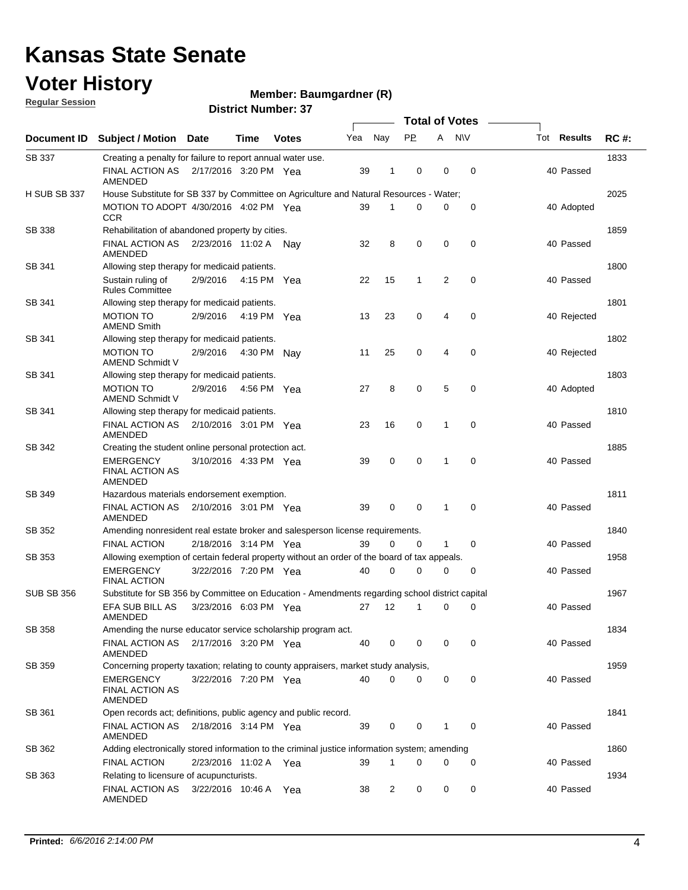# Kansas State Senate

# Voter History

**Regular Session**

**Member: Baumgardner (R)**

**District Number: 37**

| Document ID | Subject / Motion | Date | Time | Votes | Yea | Nay | PP | A | N\V | Tot | Results | RC #: |
|---|---|---|---|---|---|---|---|---|---|---|---|---|
| SB 337 | Creating a penalty for failure to report annual water use. | | | | | | | | | | | 1833 |
| | FINAL ACTION AS AMENDED | 2/17/2016 | 3:20 PM | Yea | 39 | 1 | 0 | 0 | 0 | 40 | Passed | |
| H SUB SB 337 | House Substitute for SB 337 by Committee on Agriculture and Natural Resources - Water; | | | | | | | | | | | 2025 |
| | MOTION TO ADOPT CCR | 4/30/2016 | 4:02 PM | Yea | 39 | 1 | 0 | 0 | 0 | 40 | Adopted | |
| SB 338 | Rehabilitation of abandoned property by cities. | | | | | | | | | | | 1859 |
| | FINAL ACTION AS AMENDED | 2/23/2016 | 11:02 A | Nay | 32 | 8 | 0 | 0 | 0 | 40 | Passed | |
| SB 341 | Allowing step therapy for medicaid patients. | | | | | | | | | | | 1800 |
| | Sustain ruling of Rules Committee | 2/9/2016 | 4:15 PM | Yea | 22 | 15 | 1 | 2 | 0 | 40 | Passed | |
| SB 341 | Allowing step therapy for medicaid patients. | | | | | | | | | | | 1801 |
| | MOTION TO AMEND Smith | 2/9/2016 | 4:19 PM | Yea | 13 | 23 | 0 | 4 | 0 | 40 | Rejected | |
| SB 341 | Allowing step therapy for medicaid patients. | | | | | | | | | | | 1802 |
| | MOTION TO AMEND Schmidt V | 2/9/2016 | 4:30 PM | Nay | 11 | 25 | 0 | 4 | 0 | 40 | Rejected | |
| SB 341 | Allowing step therapy for medicaid patients. | | | | | | | | | | | 1803 |
| | MOTION TO AMEND Schmidt V | 2/9/2016 | 4:56 PM | Yea | 27 | 8 | 0 | 5 | 0 | 40 | Adopted | |
| SB 341 | Allowing step therapy for medicaid patients. | | | | | | | | | | | 1810 |
| | FINAL ACTION AS AMENDED | 2/10/2016 | 3:01 PM | Yea | 23 | 16 | 0 | 1 | 0 | 40 | Passed | |
| SB 342 | Creating the student online personal protection act. | | | | | | | | | | | 1885 |
| | EMERGENCY FINAL ACTION AS AMENDED | 3/10/2016 | 4:33 PM | Yea | 39 | 0 | 0 | 1 | 0 | 40 | Passed | |
| SB 349 | Hazardous materials endorsement exemption. | | | | | | | | | | | 1811 |
| | FINAL ACTION AS AMENDED | 2/10/2016 | 3:01 PM | Yea | 39 | 0 | 0 | 1 | 0 | 40 | Passed | |
| SB 352 | Amending nonresident real estate broker and salesperson license requirements. | | | | | | | | | | | 1840 |
| | FINAL ACTION | 2/18/2016 | 3:14 PM | Yea | 39 | 0 | 0 | 1 | 0 | 40 | Passed | |
| SB 353 | Allowing exemption of certain federal property without an order of the board of tax appeals. | | | | | | | | | | | 1958 |
| | EMERGENCY FINAL ACTION | 3/22/2016 | 7:20 PM | Yea | 40 | 0 | 0 | 0 | 0 | 40 | Passed | |
| SUB SB 356 | Substitute for SB 356 by Committee on Education - Amendments regarding school district capital | | | | | | | | | | | 1967 |
| | EFA SUB BILL AS AMENDED | 3/23/2016 | 6:03 PM | Yea | 27 | 12 | 1 | 0 | 0 | 40 | Passed | |
| SB 358 | Amending the nurse educator service scholarship program act. | | | | | | | | | | | 1834 |
| | FINAL ACTION AS AMENDED | 2/17/2016 | 3:20 PM | Yea | 40 | 0 | 0 | 0 | 0 | 40 | Passed | |
| SB 359 | Concerning property taxation; relating to county appraisers, market study analysis, | | | | | | | | | | | 1959 |
| | EMERGENCY FINAL ACTION AS AMENDED | 3/22/2016 | 7:20 PM | Yea | 40 | 0 | 0 | 0 | 0 | 40 | Passed | |
| SB 361 | Open records act; definitions, public agency and public record. | | | | | | | | | | | 1841 |
| | FINAL ACTION AS AMENDED | 2/18/2016 | 3:14 PM | Yea | 39 | 0 | 0 | 1 | 0 | 40 | Passed | |
| SB 362 | Adding electronically stored information to the criminal justice information system; amending | | | | | | | | | | | 1860 |
| | FINAL ACTION | 2/23/2016 | 11:02 A | Yea | 39 | 1 | 0 | 0 | 0 | 40 | Passed | |
| SB 363 | Relating to licensure of acupuncturists. | | | | | | | | | | | 1934 |
| | FINAL ACTION AS AMENDED | 3/22/2016 | 10:46 A | Yea | 38 | 2 | 0 | 0 | 0 | 40 | Passed | |

**Printed:** *6/6/2016 2:14:00 PM*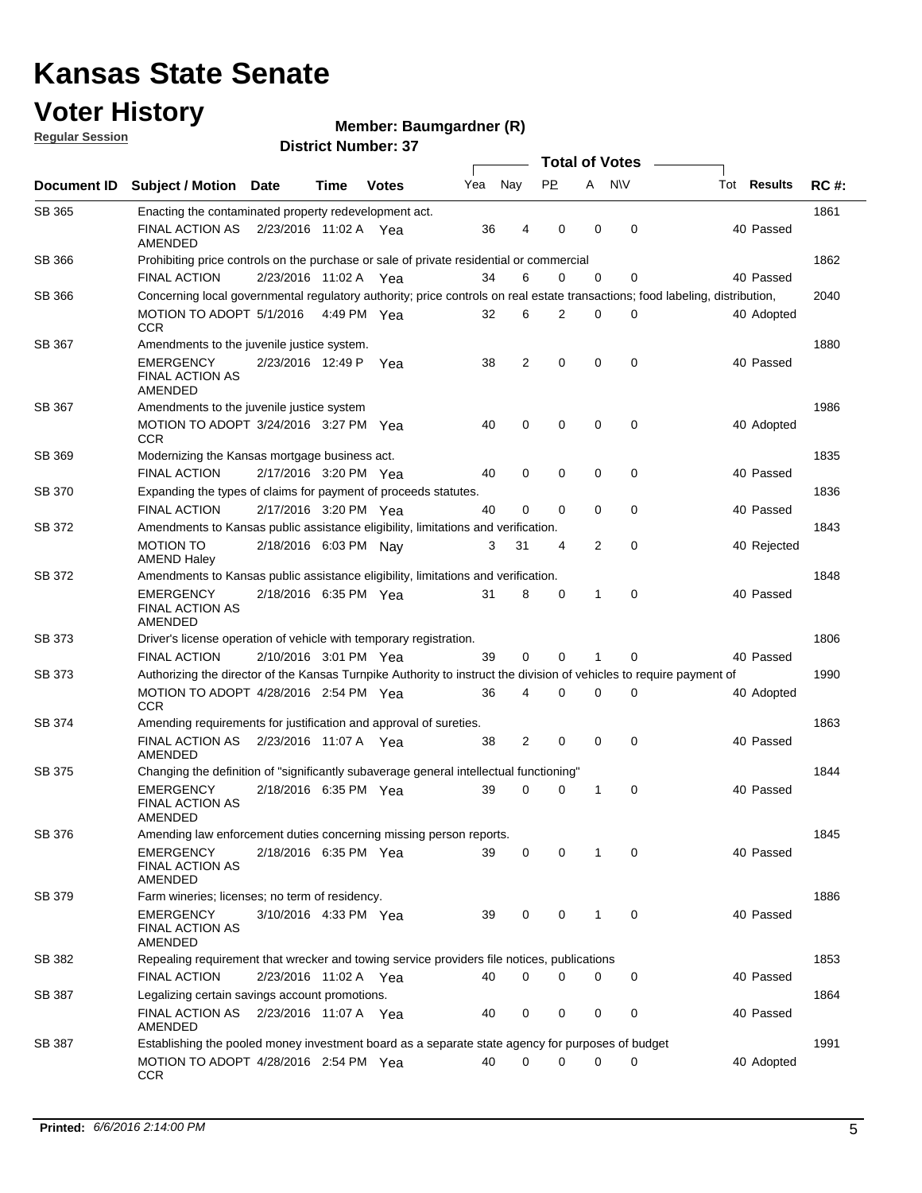# Kansas State Senate

## Voter History

**Regular Session**

**Member: Baumgardner (R)**

**District Number: 37**

| Document ID | Subject / Motion | Date | Time | Votes | Yea | Nay | PP | A | N\V | Tot | Results | RC #: |
|---|---|---|---|---|---|---|---|---|---|---|---|---|
| SB 365 | Enacting the contaminated property redevelopment act. | | | | | | | | | | | 1861 |
| | FINAL ACTION AS AMENDED | 2/23/2016 | 11:02 A | Yea | 36 | 4 | 0 | 0 | 0 | 40 | Passed | |
| SB 366 | Prohibiting price controls on the purchase or sale of private residential or commercial | | | | | | | | | | | 1862 |
| | FINAL ACTION | 2/23/2016 | 11:02 A | Yea | 34 | 6 | 0 | 0 | 0 | 40 | Passed | |
| SB 366 | Concerning local governmental regulatory authority; price controls on real estate transactions; food labeling, distribution, | | | | | | | | | | | 2040 |
| | MOTION TO ADOPT CCR | 5/1/2016 | 4:49 PM | Yea | 32 | 6 | 2 | 0 | 0 | 40 | Adopted | |
| SB 367 | Amendments to the juvenile justice system. | | | | | | | | | | | 1880 |
| | EMERGENCY FINAL ACTION AS AMENDED | 2/23/2016 | 12:49 P | Yea | 38 | 2 | 0 | 0 | 0 | 40 | Passed | |
| SB 367 | Amendments to the juvenile justice system | | | | | | | | | | | 1986 |
| | MOTION TO ADOPT CCR | 3/24/2016 | 3:27 PM | Yea | 40 | 0 | 0 | 0 | 0 | 40 | Adopted | |
| SB 369 | Modernizing the Kansas mortgage business act. | | | | | | | | | | | 1835 |
| | FINAL ACTION | 2/17/2016 | 3:20 PM | Yea | 40 | 0 | 0 | 0 | 0 | 40 | Passed | |
| SB 370 | Expanding the types of claims for payment of proceeds statutes. | | | | | | | | | | | 1836 |
| | FINAL ACTION | 2/17/2016 | 3:20 PM | Yea | 40 | 0 | 0 | 0 | 0 | 40 | Passed | |
| SB 372 | Amendments to Kansas public assistance eligibility, limitations and verification. | | | | | | | | | | | 1843 |
| | MOTION TO AMEND Haley | 2/18/2016 | 6:03 PM | Nay | 3 | 31 | 4 | 2 | 0 | 40 | Rejected | |
| SB 372 | Amendments to Kansas public assistance eligibility, limitations and verification. | | | | | | | | | | | 1848 |
| | EMERGENCY FINAL ACTION AS AMENDED | 2/18/2016 | 6:35 PM | Yea | 31 | 8 | 0 | 1 | 0 | 40 | Passed | |
| SB 373 | Driver's license operation of vehicle with temporary registration. | | | | | | | | | | | 1806 |
| | FINAL ACTION | 2/10/2016 | 3:01 PM | Yea | 39 | 0 | 0 | 1 | 0 | 40 | Passed | |
| SB 373 | Authorizing the director of the Kansas Turnpike Authority to instruct the division of vehicles to require payment of | | | | | | | | | | | 1990 |
| | MOTION TO ADOPT CCR | 4/28/2016 | 2:54 PM | Yea | 36 | 4 | 0 | 0 | 0 | 40 | Adopted | |
| SB 374 | Amending requirements for justification and approval of sureties. | | | | | | | | | | | 1863 |
| | FINAL ACTION AS AMENDED | 2/23/2016 | 11:07 A | Yea | 38 | 2 | 0 | 0 | 0 | 40 | Passed | |
| SB 375 | Changing the definition of "significantly subaverage general intellectual functioning" | | | | | | | | | | | 1844 |
| | EMERGENCY FINAL ACTION AS AMENDED | 2/18/2016 | 6:35 PM | Yea | 39 | 0 | 0 | 1 | 0 | 40 | Passed | |
| SB 376 | Amending law enforcement duties concerning missing person reports. | | | | | | | | | | | 1845 |
| | EMERGENCY FINAL ACTION AS AMENDED | 2/18/2016 | 6:35 PM | Yea | 39 | 0 | 0 | 1 | 0 | 40 | Passed | |
| SB 379 | Farm wineries; licenses; no term of residency. | | | | | | | | | | | 1886 |
| | EMERGENCY FINAL ACTION AS AMENDED | 3/10/2016 | 4:33 PM | Yea | 39 | 0 | 0 | 1 | 0 | 40 | Passed | |
| SB 382 | Repealing requirement that wrecker and towing service providers file notices, publications | | | | | | | | | | | 1853 |
| | FINAL ACTION | 2/23/2016 | 11:02 A | Yea | 40 | 0 | 0 | 0 | 0 | 40 | Passed | |
| SB 387 | Legalizing certain savings account promotions. | | | | | | | | | | | 1864 |
| | FINAL ACTION AS AMENDED | 2/23/2016 | 11:07 A | Yea | 40 | 0 | 0 | 0 | 0 | 40 | Passed | |
| SB 387 | Establishing the pooled money investment board as a separate state agency for purposes of budget | | | | | | | | | | | 1991 |
| | MOTION TO ADOPT CCR | 4/28/2016 | 2:54 PM | Yea | 40 | 0 | 0 | 0 | 0 | 40 | Adopted | |

**Printed:** *6/6/2016 2:14:00 PM*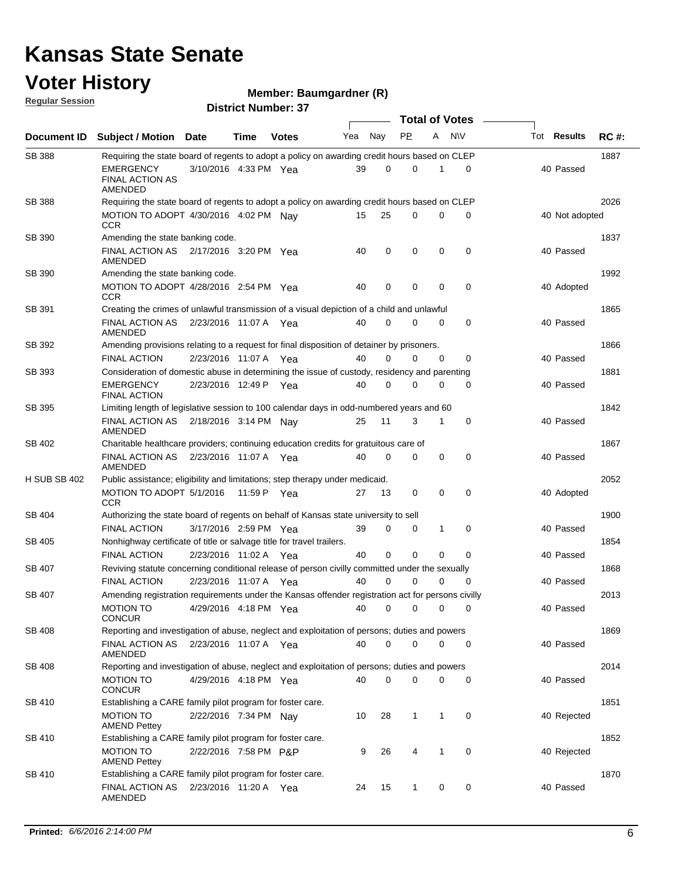# Kansas State Senate

## Voter History

**Regular Session**

**Member: Baumgardner (R)**

**District Number: 37**

| Document ID | Subject / Motion | Date | Time | Votes | Yea | Nay | PP | A | N\V | Tot | Results | RC #: |
|---|---|---|---|---|---|---|---|---|---|---|---|---|
| SB 388 | Requiring the state board of regents to adopt a policy on awarding credit hours based on CLEP | | | | | | | | | | | 1887 |
| | EMERGENCY FINAL ACTION AS AMENDED | 3/10/2016 | 4:33 PM | Yea | 39 | 0 | 0 | 1 | 0 | 40 | Passed | |
| SB 388 | Requiring the state board of regents to adopt a policy on awarding credit hours based on CLEP | | | | | | | | | | | 2026 |
| | MOTION TO ADOPT CCR | 4/30/2016 | 4:02 PM | Nay | 15 | 25 | 0 | 0 | 0 | 40 | Not adopted | |
| SB 390 | Amending the state banking code. | | | | | | | | | | | 1837 |
| | FINAL ACTION AS AMENDED | 2/17/2016 | 3:20 PM | Yea | 40 | 0 | 0 | 0 | 0 | 40 | Passed | |
| SB 390 | Amending the state banking code. | | | | | | | | | | | 1992 |
| | MOTION TO ADOPT CCR | 4/28/2016 | 2:54 PM | Yea | 40 | 0 | 0 | 0 | 0 | 40 | Adopted | |
| SB 391 | Creating the crimes of unlawful transmission of a visual depiction of a child and unlawful | | | | | | | | | | | 1865 |
| | FINAL ACTION AS AMENDED | 2/23/2016 | 11:07 A | Yea | 40 | 0 | 0 | 0 | 0 | 40 | Passed | |
| SB 392 | Amending provisions relating to a request for final disposition of detainer by prisoners. | | | | | | | | | | | 1866 |
| | FINAL ACTION | 2/23/2016 | 11:07 A | Yea | 40 | 0 | 0 | 0 | 0 | 40 | Passed | |
| SB 393 | Consideration of domestic abuse in determining the issue of custody, residency and parenting | | | | | | | | | | | 1881 |
| | EMERGENCY FINAL ACTION | 2/23/2016 | 12:49 P | Yea | 40 | 0 | 0 | 0 | 0 | 40 | Passed | |
| SB 395 | Limiting length of legislative session to 100 calendar days in odd-numbered years and 60 | | | | | | | | | | | 1842 |
| | FINAL ACTION AS AMENDED | 2/18/2016 | 3:14 PM | Nay | 25 | 11 | 3 | 1 | 0 | 40 | Passed | |
| SB 402 | Charitable healthcare providers; continuing education credits for gratuitous care of | | | | | | | | | | | 1867 |
| | FINAL ACTION AS AMENDED | 2/23/2016 | 11:07 A | Yea | 40 | 0 | 0 | 0 | 0 | 40 | Passed | |
| H SUB SB 402 | Public assistance; eligibility and limitations; step therapy under medicaid. | | | | | | | | | | | 2052 |
| | MOTION TO ADOPT CCR | 5/1/2016 | 11:59 P | Yea | 27 | 13 | 0 | 0 | 0 | 40 | Adopted | |
| SB 404 | Authorizing the state board of regents on behalf of Kansas state university to sell | | | | | | | | | | | 1900 |
| | FINAL ACTION | 3/17/2016 | 2:59 PM | Yea | 39 | 0 | 0 | 1 | 0 | 40 | Passed | |
| SB 405 | Nonhighway certificate of title or salvage title for travel trailers. | | | | | | | | | | | 1854 |
| | FINAL ACTION | 2/23/2016 | 11:02 A | Yea | 40 | 0 | 0 | 0 | 0 | 40 | Passed | |
| SB 407 | Reviving statute concerning conditional release of person civilly committed under the sexually | | | | | | | | | | | 1868 |
| | FINAL ACTION | 2/23/2016 | 11:07 A | Yea | 40 | 0 | 0 | 0 | 0 | 40 | Passed | |
| SB 407 | Amending registration requirements under the Kansas offender registration act for persons civilly | | | | | | | | | | | 2013 |
| | MOTION TO CONCUR | 4/29/2016 | 4:18 PM | Yea | 40 | 0 | 0 | 0 | 0 | 40 | Passed | |
| SB 408 | Reporting and investigation of abuse, neglect and exploitation of persons; duties and powers | | | | | | | | | | | 1869 |
| | FINAL ACTION AS AMENDED | 2/23/2016 | 11:07 A | Yea | 40 | 0 | 0 | 0 | 0 | 40 | Passed | |
| SB 408 | Reporting and investigation of abuse, neglect and exploitation of persons; duties and powers | | | | | | | | | | | 2014 |
| | MOTION TO CONCUR | 4/29/2016 | 4:18 PM | Yea | 40 | 0 | 0 | 0 | 0 | 40 | Passed | |
| SB 410 | Establishing a CARE family pilot program for foster care. | | | | | | | | | | | 1851 |
| | MOTION TO AMEND Pettey | 2/22/2016 | 7:34 PM | Nay | 10 | 28 | 1 | 1 | 0 | 40 | Rejected | |
| SB 410 | Establishing a CARE family pilot program for foster care. | | | | | | | | | | | 1852 |
| | MOTION TO AMEND Pettey | 2/22/2016 | 7:58 PM | P&P | 9 | 26 | 4 | 1 | 0 | 40 | Rejected | |
| SB 410 | Establishing a CARE family pilot program for foster care. | | | | | | | | | | | 1870 |
| | FINAL ACTION AS AMENDED | 2/23/2016 | 11:20 A | Yea | 24 | 15 | 1 | 0 | 0 | 40 | Passed | |

**Printed:** *6/6/2016 2:14:00 PM*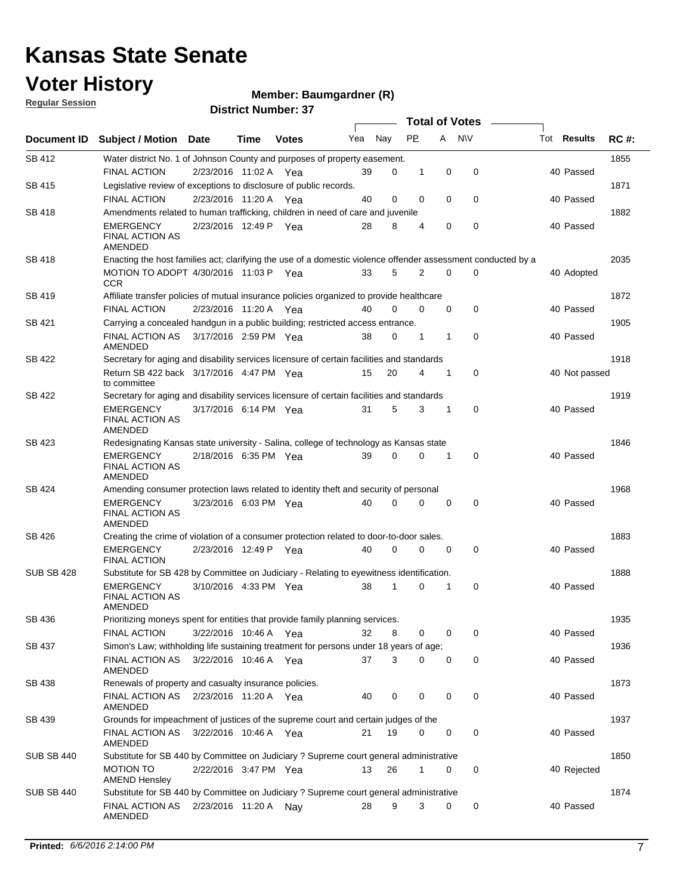# Kansas State Senate

# Voter History

**Regular Session**

**Member: Baumgardner (R)**

**District Number: 37**

| Document ID | Subject / Motion | Date | Time | Votes | Yea | Nay | PP | A | N\V | Tot | Results | RC #: |
|---|---|---|---|---|---|---|---|---|---|---|---|---|
| SB 412 | Water district No. 1 of Johnson County and purposes of property easement. | | | | | | | | | | | 1855 |
| | FINAL ACTION | 2/23/2016 | 11:02 A | Yea | 39 | 0 | 1 | 0 | 0 | 40 | Passed | |
| SB 415 | Legislative review of exceptions to disclosure of public records. | | | | | | | | | | | 1871 |
| | FINAL ACTION | 2/23/2016 | 11:20 A | Yea | 40 | 0 | 0 | 0 | 0 | 40 | Passed | |
| SB 418 | Amendments related to human trafficking, children in need of care and juvenile | | | | | | | | | | | 1882 |
| | EMERGENCY FINAL ACTION AS AMENDED | 2/23/2016 | 12:49 P | Yea | 28 | 8 | 4 | 0 | 0 | 40 | Passed | |
| SB 418 | Enacting the host families act; clarifying the use of a domestic violence offender assessment conducted by a | | | | | | | | | | | 2035 |
| | MOTION TO ADOPT CCR | 4/30/2016 | 11:03 P | Yea | 33 | 5 | 2 | 0 | 0 | 40 | Adopted | |
| SB 419 | Affiliate transfer policies of mutual insurance policies organized to provide healthcare | | | | | | | | | | | 1872 |
| | FINAL ACTION | 2/23/2016 | 11:20 A | Yea | 40 | 0 | 0 | 0 | 0 | 40 | Passed | |
| SB 421 | Carrying a concealed handgun in a public building; restricted access entrance. | | | | | | | | | | | 1905 |
| | FINAL ACTION AS AMENDED | 3/17/2016 | 2:59 PM | Yea | 38 | 0 | 1 | 1 | 0 | 40 | Passed | |
| SB 422 | Secretary for aging and disability services licensure of certain facilities and standards | | | | | | | | | | | 1918 |
| | Return SB 422 back to committee | 3/17/2016 | 4:47 PM | Yea | 15 | 20 | 4 | 1 | 0 | 40 | Not passed | |
| SB 422 | Secretary for aging and disability services licensure of certain facilities and standards | | | | | | | | | | | 1919 |
| | EMERGENCY FINAL ACTION AS AMENDED | 3/17/2016 | 6:14 PM | Yea | 31 | 5 | 3 | 1 | 0 | 40 | Passed | |
| SB 423 | Redesignating Kansas state university - Salina, college of technology as Kansas state | | | | | | | | | | | 1846 |
| | EMERGENCY FINAL ACTION AS AMENDED | 2/18/2016 | 6:35 PM | Yea | 39 | 0 | 0 | 1 | 0 | 40 | Passed | |
| SB 424 | Amending consumer protection laws related to identity theft and security of personal | | | | | | | | | | | 1968 |
| | EMERGENCY FINAL ACTION AS AMENDED | 3/23/2016 | 6:03 PM | Yea | 40 | 0 | 0 | 0 | 0 | 40 | Passed | |
| SB 426 | Creating the crime of violation of a consumer protection related to door-to-door sales. | | | | | | | | | | | 1883 |
| | EMERGENCY FINAL ACTION | 2/23/2016 | 12:49 P | Yea | 40 | 0 | 0 | 0 | 0 | 40 | Passed | |
| SUB SB 428 | Substitute for SB 428 by Committee on Judiciary - Relating to eyewitness identification. | | | | | | | | | | | 1888 |
| | EMERGENCY FINAL ACTION AS AMENDED | 3/10/2016 | 4:33 PM | Yea | 38 | 1 | 0 | 1 | 0 | 40 | Passed | |
| SB 436 | Prioritizing moneys spent for entities that provide family planning services. | | | | | | | | | | | 1935 |
| | FINAL ACTION | 3/22/2016 | 10:46 A | Yea | 32 | 8 | 0 | 0 | 0 | 40 | Passed | |
| SB 437 | Simon's Law; withholding life sustaining treatment for persons under 18 years of age; | | | | | | | | | | | 1936 |
| | FINAL ACTION AS AMENDED | 3/22/2016 | 10:46 A | Yea | 37 | 3 | 0 | 0 | 0 | 40 | Passed | |
| SB 438 | Renewals of property and casualty insurance policies. | | | | | | | | | | | 1873 |
| | FINAL ACTION AS AMENDED | 2/23/2016 | 11:20 A | Yea | 40 | 0 | 0 | 0 | 0 | 40 | Passed | |
| SB 439 | Grounds for impeachment of justices of the supreme court and certain judges of the | | | | | | | | | | | 1937 |
| | FINAL ACTION AS AMENDED | 3/22/2016 | 10:46 A | Yea | 21 | 19 | 0 | 0 | 0 | 40 | Passed | |
| SUB SB 440 | Substitute for SB 440 by Committee on Judiciary ? Supreme court general administrative | | | | | | | | | | | 1850 |
| | MOTION TO AMEND Hensley | 2/22/2016 | 3:47 PM | Yea | 13 | 26 | 1 | 0 | 0 | 40 | Rejected | |
| SUB SB 440 | Substitute for SB 440 by Committee on Judiciary ? Supreme court general administrative | | | | | | | | | | | 1874 |
| | FINAL ACTION AS AMENDED | 2/23/2016 | 11:20 A | Nay | 28 | 9 | 3 | 0 | 0 | 40 | Passed | |

**Printed:** *6/6/2016 2:14:00 PM*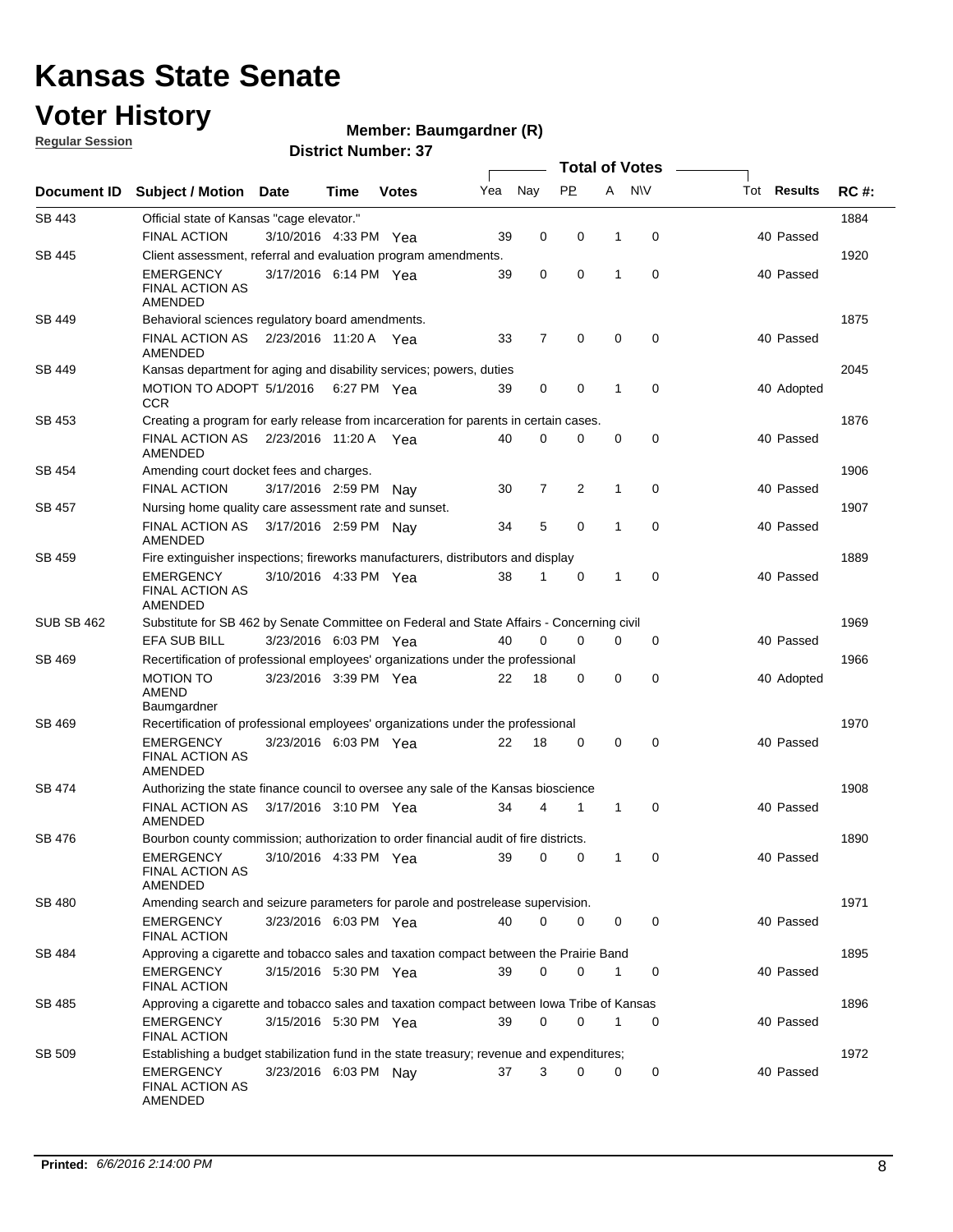# Kansas State Senate

# Voter History

**Regular Session**

**Member: Baumgardner (R)**

**District Number: 37**

| Document ID | Subject / Motion | Date | Time | Votes | Yea | Nay | PP | A | N\V | Tot | Results | RC #: |
|---|---|---|---|---|---|---|---|---|---|---|---|---|
| SB 443 | Official state of Kansas "cage elevator." | | | | | | | | | | | 1884 |
| | FINAL ACTION | 3/10/2016 | 4:33 PM | Yea | 39 | 0 | 0 | 1 | 0 | 40 | Passed | |
| SB 445 | Client assessment, referral and evaluation program amendments. | | | | | | | | | | | 1920 |
| | EMERGENCY FINAL ACTION AS AMENDED | 3/17/2016 | 6:14 PM | Yea | 39 | 0 | 0 | 1 | 0 | 40 | Passed | |
| SB 449 | Behavioral sciences regulatory board amendments. | | | | | | | | | | | 1875 |
| | FINAL ACTION AS AMENDED | 2/23/2016 | 11:20 A | Yea | 33 | 7 | 0 | 0 | 0 | 40 | Passed | |
| SB 449 | Kansas department for aging and disability services; powers, duties | | | | | | | | | | | 2045 |
| | MOTION TO ADOPT CCR | 5/1/2016 | 6:27 PM | Yea | 39 | 0 | 0 | 1 | 0 | 40 | Adopted | |
| SB 453 | Creating a program for early release from incarceration for parents in certain cases. | | | | | | | | | | | 1876 |
| | FINAL ACTION AS AMENDED | 2/23/2016 | 11:20 A | Yea | 40 | 0 | 0 | 0 | 0 | 40 | Passed | |
| SB 454 | Amending court docket fees and charges. | | | | | | | | | | | 1906 |
| | FINAL ACTION | 3/17/2016 | 2:59 PM | Nay | 30 | 7 | 2 | 1 | 0 | 40 | Passed | |
| SB 457 | Nursing home quality care assessment rate and sunset. | | | | | | | | | | | 1907 |
| | FINAL ACTION AS AMENDED | 3/17/2016 | 2:59 PM | Nay | 34 | 5 | 0 | 1 | 0 | 40 | Passed | |
| SB 459 | Fire extinguisher inspections; fireworks manufacturers, distributors and display | | | | | | | | | | | 1889 |
| | EMERGENCY FINAL ACTION AS AMENDED | 3/10/2016 | 4:33 PM | Yea | 38 | 1 | 0 | 1 | 0 | 40 | Passed | |
| SUB SB 462 | Substitute for SB 462 by Senate Committee on Federal and State Affairs - Concerning civil | | | | | | | | | | | 1969 |
| | EFA SUB BILL | 3/23/2016 | 6:03 PM | Yea | 40 | 0 | 0 | 0 | 0 | 40 | Passed | |
| SB 469 | Recertification of professional employees' organizations under the professional | | | | | | | | | | | 1966 |
| | MOTION TO AMEND Baumgardner | 3/23/2016 | 3:39 PM | Yea | 22 | 18 | 0 | 0 | 0 | 40 | Adopted | |
| SB 469 | Recertification of professional employees' organizations under the professional | | | | | | | | | | | 1970 |
| | EMERGENCY FINAL ACTION AS AMENDED | 3/23/2016 | 6:03 PM | Yea | 22 | 18 | 0 | 0 | 0 | 40 | Passed | |
| SB 474 | Authorizing the state finance council to oversee any sale of the Kansas bioscience | | | | | | | | | | | 1908 |
| | FINAL ACTION AS AMENDED | 3/17/2016 | 3:10 PM | Yea | 34 | 4 | 1 | 1 | 0 | 40 | Passed | |
| SB 476 | Bourbon county commission; authorization to order financial audit of fire districts. | | | | | | | | | | | 1890 |
| | EMERGENCY FINAL ACTION AS AMENDED | 3/10/2016 | 4:33 PM | Yea | 39 | 0 | 0 | 1 | 0 | 40 | Passed | |
| SB 480 | Amending search and seizure parameters for parole and postrelease supervision. | | | | | | | | | | | 1971 |
| | EMERGENCY FINAL ACTION | 3/23/2016 | 6:03 PM | Yea | 40 | 0 | 0 | 0 | 0 | 40 | Passed | |
| SB 484 | Approving a cigarette and tobacco sales and taxation compact between the Prairie Band | | | | | | | | | | | 1895 |
| | EMERGENCY FINAL ACTION | 3/15/2016 | 5:30 PM | Yea | 39 | 0 | 0 | 1 | 0 | 40 | Passed | |
| SB 485 | Approving a cigarette and tobacco sales and taxation compact between Iowa Tribe of Kansas | | | | | | | | | | | 1896 |
| | EMERGENCY FINAL ACTION | 3/15/2016 | 5:30 PM | Yea | 39 | 0 | 0 | 1 | 0 | 40 | Passed | |
| SB 509 | Establishing a budget stabilization fund in the state treasury; revenue and expenditures; | | | | | | | | | | | 1972 |
| | EMERGENCY FINAL ACTION AS AMENDED | 3/23/2016 | 6:03 PM | Nay | 37 | 3 | 0 | 0 | 0 | 40 | Passed | |

**Printed:** *6/6/2016 2:14:00 PM*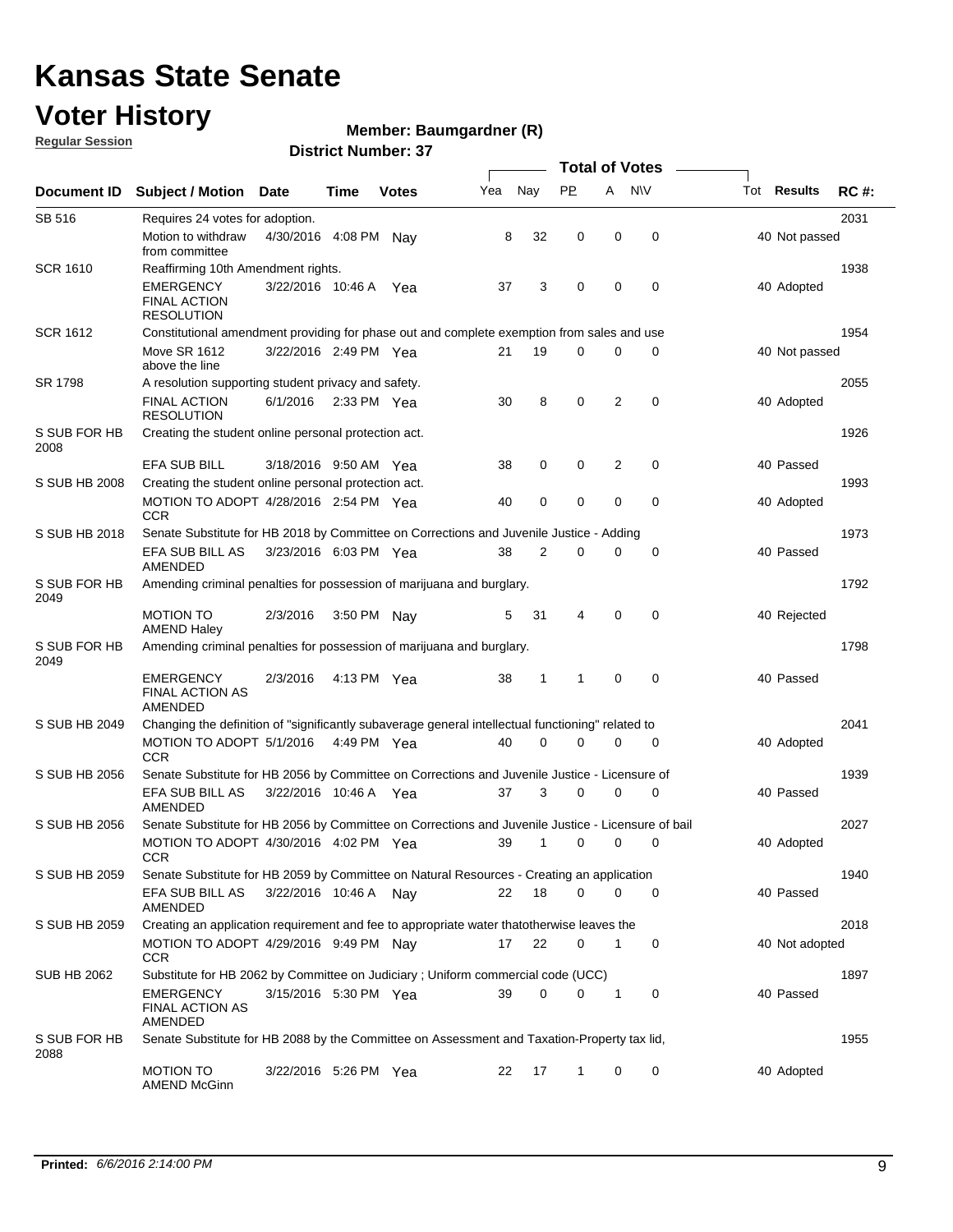# Kansas State Senate

## Voter History

**Regular Session**

**Member: Baumgardner (R)**

**District Number: 37**

| Document ID | Subject / Motion | Date | Time | Votes | Yea | Nay | PP | A | N\V | Tot | Results | RC #: |
|---|---|---|---|---|---|---|---|---|---|---|---|---|
| SB 516 | Requires 24 votes for adoption. | | | | | | | | | | | 2031 |
| | Motion to withdraw from committee | 4/30/2016 | 4:08 PM | Nay | 8 | 32 | 0 | 0 | 0 | 40 | Not passed | |
| SCR 1610 | Reaffirming 10th Amendment rights. | | | | | | | | | | | 1938 |
| | EMERGENCY FINAL ACTION RESOLUTION | 3/22/2016 | 10:46 A | Yea | 37 | 3 | 0 | 0 | 0 | 40 | Adopted | |
| SCR 1612 | Constitutional amendment providing for phase out and complete exemption from sales and use | | | | | | | | | | | 1954 |
| | Move SR 1612 above the line | 3/22/2016 | 2:49 PM | Yea | 21 | 19 | 0 | 0 | 0 | 40 | Not passed | |
| SR 1798 | A resolution supporting student privacy and safety. | | | | | | | | | | | 2055 |
| | FINAL ACTION RESOLUTION | 6/1/2016 | 2:33 PM | Yea | 30 | 8 | 0 | 2 | 0 | 40 | Adopted | |
| S SUB FOR HB 2008 | Creating the student online personal protection act. | | | | | | | | | | | 1926 |
| | EFA SUB BILL | 3/18/2016 | 9:50 AM | Yea | 38 | 0 | 0 | 2 | 0 | 40 | Passed | |
| S SUB HB 2008 | Creating the student online personal protection act. | | | | | | | | | | | 1993 |
| | MOTION TO ADOPT CCR | 4/28/2016 | 2:54 PM | Yea | 40 | 0 | 0 | 0 | 0 | 40 | Adopted | |
| S SUB HB 2018 | Senate Substitute for HB 2018 by Committee on Corrections and Juvenile Justice - Adding | | | | | | | | | | | 1973 |
| | EFA SUB BILL AS AMENDED | 3/23/2016 | 6:03 PM | Yea | 38 | 2 | 0 | 0 | 0 | 40 | Passed | |
| S SUB FOR HB 2049 | Amending criminal penalties for possession of marijuana and burglary. | | | | | | | | | | | 1792 |
| | MOTION TO AMEND Haley | 2/3/2016 | 3:50 PM | Nay | 5 | 31 | 4 | 0 | 0 | 40 | Rejected | |
| S SUB FOR HB 2049 | Amending criminal penalties for possession of marijuana and burglary. | | | | | | | | | | | 1798 |
| | EMERGENCY FINAL ACTION AS AMENDED | 2/3/2016 | 4:13 PM | Yea | 38 | 1 | 1 | 0 | 0 | 40 | Passed | |
| S SUB HB 2049 | Changing the definition of "significantly subaverage general intellectual functioning" related to | | | | | | | | | | | 2041 |
| | MOTION TO ADOPT CCR | 5/1/2016 | 4:49 PM | Yea | 40 | 0 | 0 | 0 | 0 | 40 | Adopted | |
| S SUB HB 2056 | Senate Substitute for HB 2056 by Committee on Corrections and Juvenile Justice - Licensure of | | | | | | | | | | | 1939 |
| | EFA SUB BILL AS AMENDED | 3/22/2016 | 10:46 A | Yea | 37 | 3 | 0 | 0 | 0 | 40 | Passed | |
| S SUB HB 2056 | Senate Substitute for HB 2056 by Committee on Corrections and Juvenile Justice - Licensure of bail | | | | | | | | | | | 2027 |
| | MOTION TO ADOPT CCR | 4/30/2016 | 4:02 PM | Yea | 39 | 1 | 0 | 0 | 0 | 40 | Adopted | |
| S SUB HB 2059 | Senate Substitute for HB 2059 by Committee on Natural Resources - Creating an application | | | | | | | | | | | 1940 |
| | EFA SUB BILL AS AMENDED | 3/22/2016 | 10:46 A | Nay | 22 | 18 | 0 | 0 | 0 | 40 | Passed | |
| S SUB HB 2059 | Creating an application requirement and fee to appropriate water thatotherwise leaves the | | | | | | | | | | | 2018 |
| | MOTION TO ADOPT CCR | 4/29/2016 | 9:49 PM | Nay | 17 | 22 | 0 | 1 | 0 | 40 | Not adopted | |
| SUB HB 2062 | Substitute for HB 2062 by Committee on Judiciary ; Uniform commercial code (UCC) | | | | | | | | | | | 1897 |
| | EMERGENCY FINAL ACTION AS AMENDED | 3/15/2016 | 5:30 PM | Yea | 39 | 0 | 0 | 1 | 0 | 40 | Passed | |
| S SUB FOR HB 2088 | Senate Substitute for HB 2088 by the Committee on Assessment and Taxation-Property tax lid, | | | | | | | | | | | 1955 |
| | MOTION TO AMEND McGinn | 3/22/2016 | 5:26 PM | Yea | 22 | 17 | 1 | 0 | 0 | 40 | Adopted | |

**Printed:** *6/6/2016 2:14:00 PM*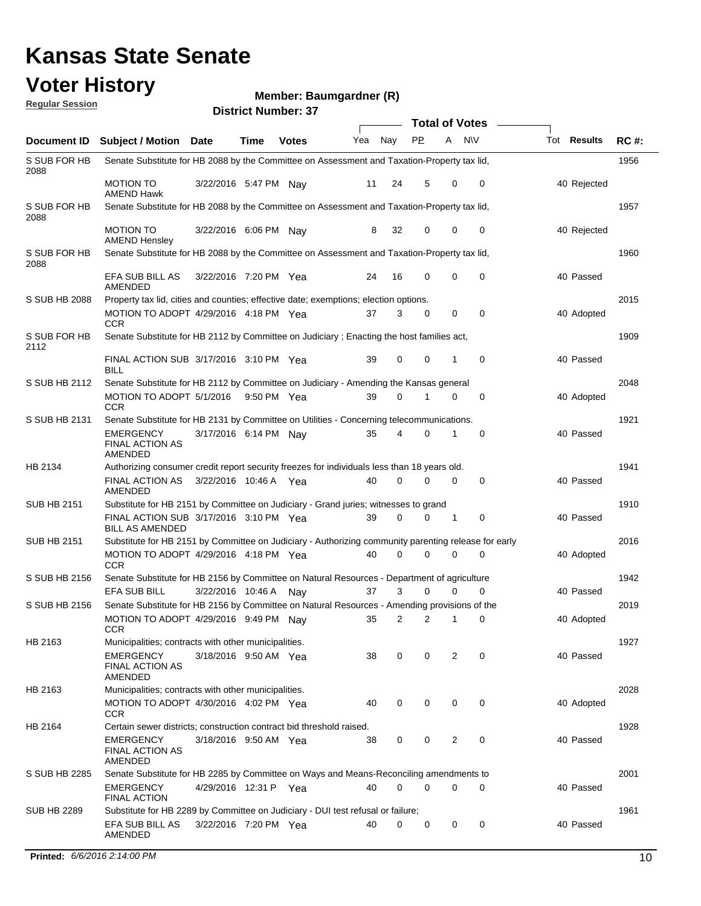# Kansas State Senate

# Voter History

**Regular Session**

**Member: Baumgardner (R)**

**District Number: 37**

| Document ID | Subject / Motion | Date | Time | Votes | Yea | Nay | PP | A | N\V | Tot | Results | RC #: |
|---|---|---|---|---|---|---|---|---|---|---|---|---|
| S SUB FOR HB 2088 | Senate Substitute for HB 2088 by the Committee on Assessment and Taxation-Property tax lid, | | | | | | | | | | | 1956 |
| | MOTION TO AMEND Hawk | 3/22/2016 | 5:47 PM | Nay | 11 | 24 | 5 | 0 | 0 | 40 | Rejected | |
| S SUB FOR HB 2088 | Senate Substitute for HB 2088 by the Committee on Assessment and Taxation-Property tax lid, | | | | | | | | | | | 1957 |
| | MOTION TO AMEND Hensley | 3/22/2016 | 6:06 PM | Nay | 8 | 32 | 0 | 0 | 0 | 40 | Rejected | |
| S SUB FOR HB 2088 | Senate Substitute for HB 2088 by the Committee on Assessment and Taxation-Property tax lid, | | | | | | | | | | | 1960 |
| | EFA SUB BILL AS AMENDED | 3/22/2016 | 7:20 PM | Yea | 24 | 16 | 0 | 0 | 0 | 40 | Passed | |
| S SUB HB 2088 | Property tax lid, cities and counties; effective date; exemptions; election options. | | | | | | | | | | | 2015 |
| | MOTION TO ADOPT CCR | 4/29/2016 | 4:18 PM | Yea | 37 | 3 | 0 | 0 | 0 | 40 | Adopted | |
| S SUB FOR HB 2112 | Senate Substitute for HB 2112 by Committee on Judiciary ; Enacting the host families act, | | | | | | | | | | | 1909 |
| | FINAL ACTION SUB BILL | 3/17/2016 | 3:10 PM | Yea | 39 | 0 | 0 | 1 | 0 | 40 | Passed | |
| S SUB HB 2112 | Senate Substitute for HB 2112 by Committee on Judiciary - Amending the Kansas general | | | | | | | | | | | 2048 |
| | MOTION TO ADOPT CCR | 5/1/2016 | 9:50 PM | Yea | 39 | 0 | 1 | 0 | 0 | 40 | Adopted | |
| S SUB HB 2131 | Senate Substitute for HB 2131 by Committee on Utilities - Concerning telecommunications. | | | | | | | | | | | 1921 |
| | EMERGENCY FINAL ACTION AS AMENDED | 3/17/2016 | 6:14 PM | Nay | 35 | 4 | 0 | 1 | 0 | 40 | Passed | |
| HB 2134 | Authorizing consumer credit report security freezes for individuals less than 18 years old. | | | | | | | | | | | 1941 |
| | FINAL ACTION AS AMENDED | 3/22/2016 | 10:46 A | Yea | 40 | 0 | 0 | 0 | 0 | 40 | Passed | |
| SUB HB 2151 | Substitute for HB 2151 by Committee on Judiciary - Grand juries; witnesses to grand | | | | | | | | | | | 1910 |
| | FINAL ACTION SUB BILL AS AMENDED | 3/17/2016 | 3:10 PM | Yea | 39 | 0 | 0 | 1 | 0 | 40 | Passed | |
| SUB HB 2151 | Substitute for HB 2151 by Committee on Judiciary - Authorizing community parenting release for early | | | | | | | | | | | 2016 |
| | MOTION TO ADOPT CCR | 4/29/2016 | 4:18 PM | Yea | 40 | 0 | 0 | 0 | 0 | 40 | Adopted | |
| S SUB HB 2156 | Senate Substitute for HB 2156 by Committee on Natural Resources - Department of agriculture | | | | | | | | | | | 1942 |
| | EFA SUB BILL | 3/22/2016 | 10:46 A | Nay | 37 | 3 | 0 | 0 | 0 | 40 | Passed | |
| S SUB HB 2156 | Senate Substitute for HB 2156 by Committee on Natural Resources - Amending provisions of the | | | | | | | | | | | 2019 |
| | MOTION TO ADOPT CCR | 4/29/2016 | 9:49 PM | Nay | 35 | 2 | 2 | 1 | 0 | 40 | Adopted | |
| HB 2163 | Municipalities; contracts with other municipalities. | | | | | | | | | | | 1927 |
| | EMERGENCY FINAL ACTION AS AMENDED | 3/18/2016 | 9:50 AM | Yea | 38 | 0 | 0 | 2 | 0 | 40 | Passed | |
| HB 2163 | Municipalities; contracts with other municipalities. | | | | | | | | | | | 2028 |
| | MOTION TO ADOPT CCR | 4/30/2016 | 4:02 PM | Yea | 40 | 0 | 0 | 0 | 0 | 40 | Adopted | |
| HB 2164 | Certain sewer districts; construction contract bid threshold raised. | | | | | | | | | | | 1928 |
| | EMERGENCY FINAL ACTION AS AMENDED | 3/18/2016 | 9:50 AM | Yea | 38 | 0 | 0 | 2 | 0 | 40 | Passed | |
| S SUB HB 2285 | Senate Substitute for HB 2285 by Committee on Ways and Means-Reconciling amendments to | | | | | | | | | | | 2001 |
| | EMERGENCY FINAL ACTION | 4/29/2016 | 12:31 P | Yea | 40 | 0 | 0 | 0 | 0 | 40 | Passed | |
| SUB HB 2289 | Substitute for HB 2289 by Committee on Judiciary - DUI test refusal or failure; | | | | | | | | | | | 1961 |
| | EFA SUB BILL AS AMENDED | 3/22/2016 | 7:20 PM | Yea | 40 | 0 | 0 | 0 | 0 | 40 | Passed | |

**Printed:** *6/6/2016 2:14:00 PM*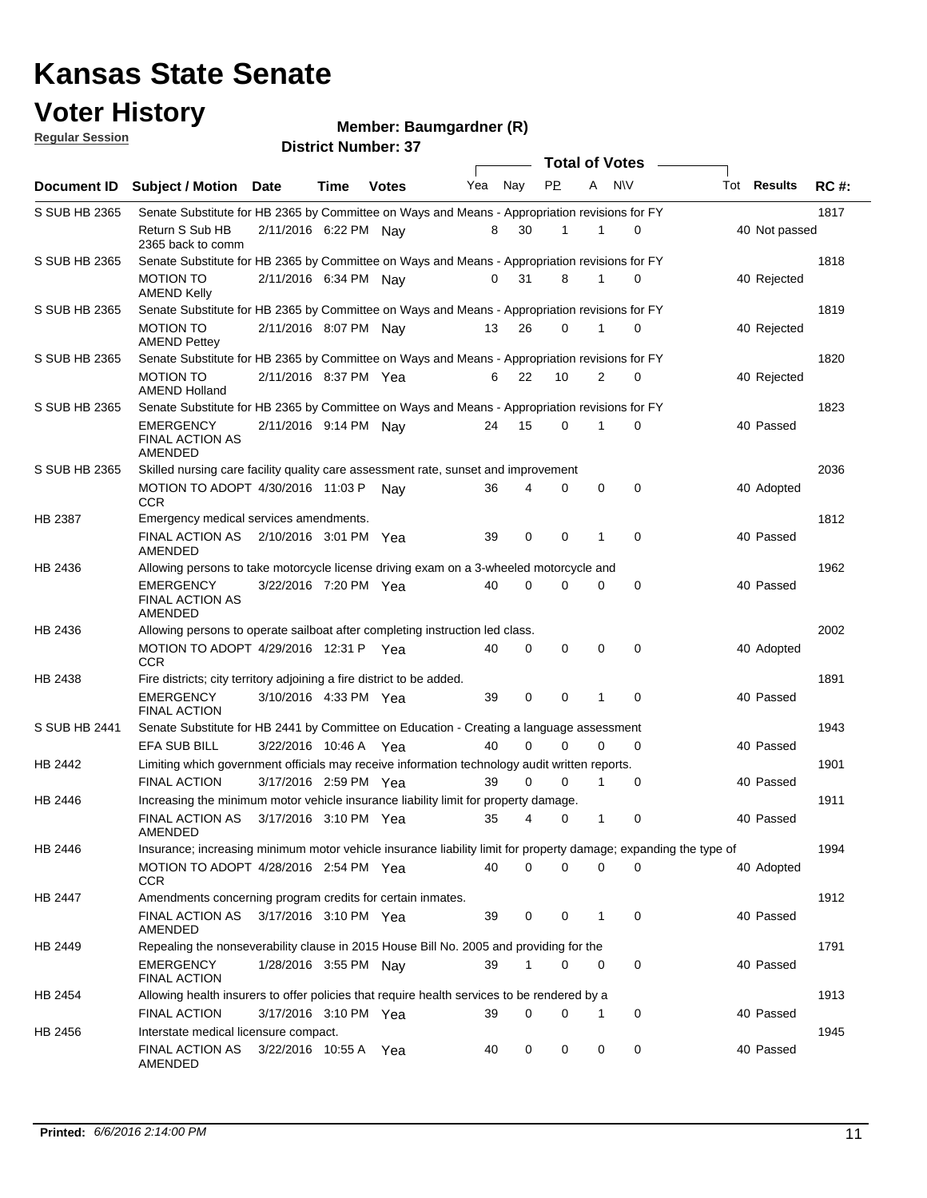# Kansas State Senate

# Voter History

**Regular Session**

**Member: Baumgardner (R)**

**District Number: 37**

| Document ID | Subject / Motion | Date | Time | Votes | Yea | Nay | PP | A | N\V | Tot | Results | RC #: |
|---|---|---|---|---|---|---|---|---|---|---|---|---|
| S SUB HB 2365 | Senate Substitute for HB 2365 by Committee on Ways and Means - Appropriation revisions for FY | | | | | | | | | | | 1817 |
| | Return S Sub HB 2365 back to comm | 2/11/2016 | 6:22 PM | Nay | 8 | 30 | 1 | 1 | 0 | 40 | Not passed | |
| S SUB HB 2365 | Senate Substitute for HB 2365 by Committee on Ways and Means - Appropriation revisions for FY | | | | | | | | | | | 1818 |
| | MOTION TO AMEND Kelly | 2/11/2016 | 6:34 PM | Nay | 0 | 31 | 8 | 1 | 0 | 40 | Rejected | |
| S SUB HB 2365 | Senate Substitute for HB 2365 by Committee on Ways and Means - Appropriation revisions for FY | | | | | | | | | | | 1819 |
| | MOTION TO AMEND Pettey | 2/11/2016 | 8:07 PM | Nay | 13 | 26 | 0 | 1 | 0 | 40 | Rejected | |
| S SUB HB 2365 | Senate Substitute for HB 2365 by Committee on Ways and Means - Appropriation revisions for FY | | | | | | | | | | | 1820 |
| | MOTION TO AMEND Holland | 2/11/2016 | 8:37 PM | Yea | 6 | 22 | 10 | 2 | 0 | 40 | Rejected | |
| S SUB HB 2365 | Senate Substitute for HB 2365 by Committee on Ways and Means - Appropriation revisions for FY | | | | | | | | | | | 1823 |
| | EMERGENCY FINAL ACTION AS AMENDED | 2/11/2016 | 9:14 PM | Nay | 24 | 15 | 0 | 1 | 0 | 40 | Passed | |
| S SUB HB 2365 | Skilled nursing care facility quality care assessment rate, sunset and improvement | | | | | | | | | | | 2036 |
| | MOTION TO ADOPT CCR | 4/30/2016 | 11:03 P | Nay | 36 | 4 | 0 | 0 | 0 | 40 | Adopted | |
| HB 2387 | Emergency medical services amendments. | | | | | | | | | | | 1812 |
| | FINAL ACTION AS AMENDED | 2/10/2016 | 3:01 PM | Yea | 39 | 0 | 0 | 1 | 0 | 40 | Passed | |
| HB 2436 | Allowing persons to take motorcycle license driving exam on a 3-wheeled motorcycle and | | | | | | | | | | | 1962 |
| | EMERGENCY FINAL ACTION AS AMENDED | 3/22/2016 | 7:20 PM | Yea | 40 | 0 | 0 | 0 | 0 | 40 | Passed | |
| HB 2436 | Allowing persons to operate sailboat after completing instruction led class. | | | | | | | | | | | 2002 |
| | MOTION TO ADOPT CCR | 4/29/2016 | 12:31 P | Yea | 40 | 0 | 0 | 0 | 0 | 40 | Adopted | |
| HB 2438 | Fire districts; city territory adjoining a fire district to be added. | | | | | | | | | | | 1891 |
| | EMERGENCY FINAL ACTION | 3/10/2016 | 4:33 PM | Yea | 39 | 0 | 0 | 1 | 0 | 40 | Passed | |
| S SUB HB 2441 | Senate Substitute for HB 2441 by Committee on Education - Creating a language assessment | | | | | | | | | | | 1943 |
| | EFA SUB BILL | 3/22/2016 | 10:46 A | Yea | 40 | 0 | 0 | 0 | 0 | 40 | Passed | |
| HB 2442 | Limiting which government officials may receive information technology audit written reports. | | | | | | | | | | | 1901 |
| | FINAL ACTION | 3/17/2016 | 2:59 PM | Yea | 39 | 0 | 0 | 1 | 0 | 40 | Passed | |
| HB 2446 | Increasing the minimum motor vehicle insurance liability limit for property damage. | | | | | | | | | | | 1911 |
| | FINAL ACTION AS AMENDED | 3/17/2016 | 3:10 PM | Yea | 35 | 4 | 0 | 1 | 0 | 40 | Passed | |
| HB 2446 | Insurance; increasing minimum motor vehicle insurance liability limit for property damage; expanding the type of | | | | | | | | | | | 1994 |
| | MOTION TO ADOPT CCR | 4/28/2016 | 2:54 PM | Yea | 40 | 0 | 0 | 0 | 0 | 40 | Adopted | |
| HB 2447 | Amendments concerning program credits for certain inmates. | | | | | | | | | | | 1912 |
| | FINAL ACTION AS AMENDED | 3/17/2016 | 3:10 PM | Yea | 39 | 0 | 0 | 1 | 0 | 40 | Passed | |
| HB 2449 | Repealing the nonseverability clause in 2015 House Bill No. 2005 and providing for the | | | | | | | | | | | 1791 |
| | EMERGENCY FINAL ACTION | 1/28/2016 | 3:55 PM | Nay | 39 | 1 | 0 | 0 | 0 | 40 | Passed | |
| HB 2454 | Allowing health insurers to offer policies that require health services to be rendered by a | | | | | | | | | | | 1913 |
| | FINAL ACTION | 3/17/2016 | 3:10 PM | Yea | 39 | 0 | 0 | 1 | 0 | 40 | Passed | |
| HB 2456 | Interstate medical licensure compact. | | | | | | | | | | | 1945 |
| | FINAL ACTION AS AMENDED | 3/22/2016 | 10:55 A | Yea | 40 | 0 | 0 | 0 | 0 | 40 | Passed | |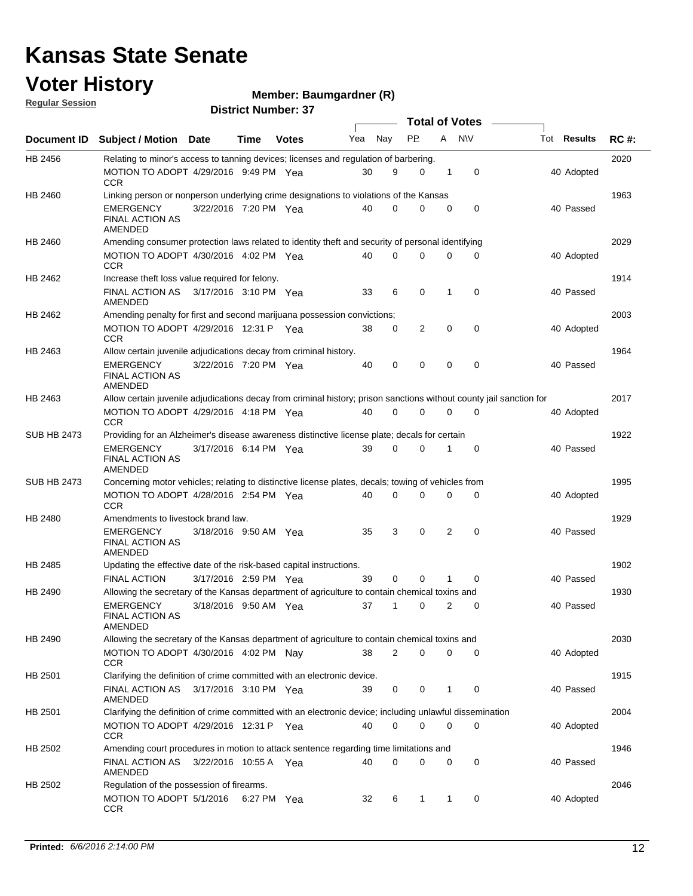# Kansas State Senate

# Voter History

**Regular Session**

**Member: Baumgardner (R)**

**District Number: 37**

| Document ID | Subject / Motion | Date | Time | Votes | Yea | Nay | PP | A | N\V | Tot | Results | RC #: |
|---|---|---|---|---|---|---|---|---|---|---|---|---|
| HB 2456 | Relating to minor's access to tanning devices; licenses and regulation of barbering. | | | | | | | | | | | 2020 |
| | MOTION TO ADOPT CCR | 4/29/2016 | 9:49 PM | Yea | 30 | 9 | 0 | 1 | 0 | 40 | Adopted | |
| HB 2460 | Linking person or nonperson underlying crime designations to violations of the Kansas | | | | | | | | | | | 1963 |
| | EMERGENCY FINAL ACTION AS AMENDED | 3/22/2016 | 7:20 PM | Yea | 40 | 0 | 0 | 0 | 0 | 40 | Passed | |
| HB 2460 | Amending consumer protection laws related to identity theft and security of personal identifying | | | | | | | | | | | 2029 |
| | MOTION TO ADOPT CCR | 4/30/2016 | 4:02 PM | Yea | 40 | 0 | 0 | 0 | 0 | 40 | Adopted | |
| HB 2462 | Increase theft loss value required for felony. | | | | | | | | | | | 1914 |
| | FINAL ACTION AS AMENDED | 3/17/2016 | 3:10 PM | Yea | 33 | 6 | 0 | 1 | 0 | 40 | Passed | |
| HB 2462 | Amending penalty for first and second marijuana possession convictions; | | | | | | | | | | | 2003 |
| | MOTION TO ADOPT CCR | 4/29/2016 | 12:31 P | Yea | 38 | 0 | 2 | 0 | 0 | 40 | Adopted | |
| HB 2463 | Allow certain juvenile adjudications decay from criminal history. | | | | | | | | | | | 1964 |
| | EMERGENCY FINAL ACTION AS AMENDED | 3/22/2016 | 7:20 PM | Yea | 40 | 0 | 0 | 0 | 0 | 40 | Passed | |
| HB 2463 | Allow certain juvenile adjudications decay from criminal history; prison sanctions without county jail sanction for | | | | | | | | | | | 2017 |
| | MOTION TO ADOPT CCR | 4/29/2016 | 4:18 PM | Yea | 40 | 0 | 0 | 0 | 0 | 40 | Adopted | |
| SUB HB 2473 | Providing for an Alzheimer's disease awareness distinctive license plate; decals for certain | | | | | | | | | | | 1922 |
| | EMERGENCY FINAL ACTION AS AMENDED | 3/17/2016 | 6:14 PM | Yea | 39 | 0 | 0 | 1 | 0 | 40 | Passed | |
| SUB HB 2473 | Concerning motor vehicles; relating to distinctive license plates, decals; towing of vehicles from | | | | | | | | | | | 1995 |
| | MOTION TO ADOPT CCR | 4/28/2016 | 2:54 PM | Yea | 40 | 0 | 0 | 0 | 0 | 40 | Adopted | |
| HB 2480 | Amendments to livestock brand law. | | | | | | | | | | | 1929 |
| | EMERGENCY FINAL ACTION AS AMENDED | 3/18/2016 | 9:50 AM | Yea | 35 | 3 | 0 | 2 | 0 | 40 | Passed | |
| HB 2485 | Updating the effective date of the risk-based capital instructions. | | | | | | | | | | | 1902 |
| | FINAL ACTION | 3/17/2016 | 2:59 PM | Yea | 39 | 0 | 0 | 1 | 0 | 40 | Passed | |
| HB 2490 | Allowing the secretary of the Kansas department of agriculture to contain chemical toxins and | | | | | | | | | | | 1930 |
| | EMERGENCY FINAL ACTION AS AMENDED | 3/18/2016 | 9:50 AM | Yea | 37 | 1 | 0 | 2 | 0 | 40 | Passed | |
| HB 2490 | Allowing the secretary of the Kansas department of agriculture to contain chemical toxins and | | | | | | | | | | | 2030 |
| | MOTION TO ADOPT CCR | 4/30/2016 | 4:02 PM | Nay | 38 | 2 | 0 | 0 | 0 | 40 | Adopted | |
| HB 2501 | Clarifying the definition of crime committed with an electronic device. | | | | | | | | | | | 1915 |
| | FINAL ACTION AS AMENDED | 3/17/2016 | 3:10 PM | Yea | 39 | 0 | 0 | 1 | 0 | 40 | Passed | |
| HB 2501 | Clarifying the definition of crime committed with an electronic device; including unlawful dissemination | | | | | | | | | | | 2004 |
| | MOTION TO ADOPT CCR | 4/29/2016 | 12:31 P | Yea | 40 | 0 | 0 | 0 | 0 | 40 | Adopted | |
| HB 2502 | Amending court procedures in motion to attack sentence regarding time limitations and | | | | | | | | | | | 1946 |
| | FINAL ACTION AS AMENDED | 3/22/2016 | 10:55 A | Yea | 40 | 0 | 0 | 0 | 0 | 40 | Passed | |
| HB 2502 | Regulation of the possession of firearms. | | | | | | | | | | | 2046 |
| | MOTION TO ADOPT CCR | 5/1/2016 | 6:27 PM | Yea | 32 | 6 | 1 | 1 | 0 | 40 | Adopted | |

**Printed:** *6/6/2016 2:14:00 PM*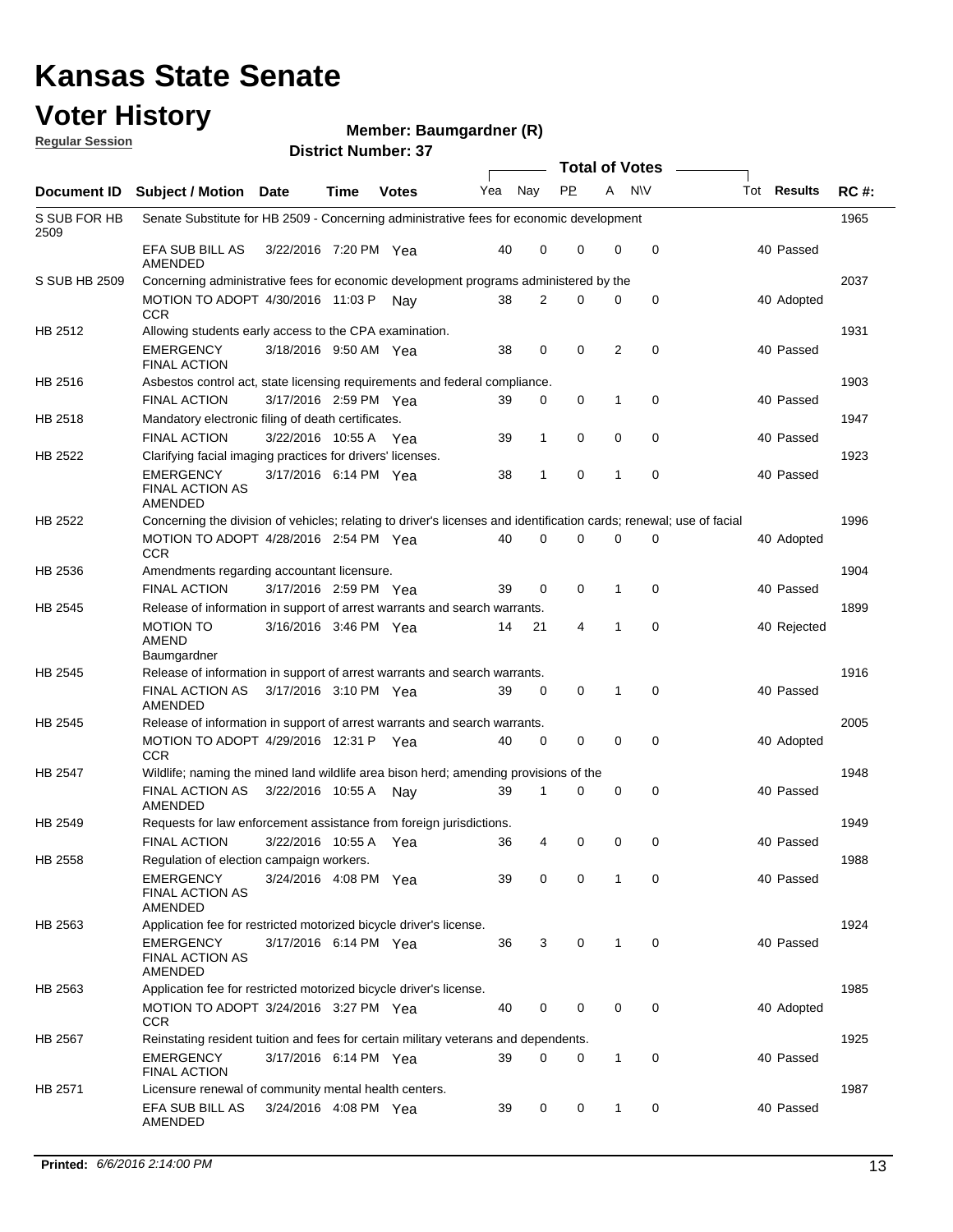# Kansas State Senate

## Voter History

**Regular Session**

**Member: Baumgardner (R)**

**District Number: 37**

| Document ID | Subject / Motion | Date | Time | Votes | Yea | Nay | PP | A | N\V | Tot | Results | RC #: |
|---|---|---|---|---|---|---|---|---|---|---|---|---|
| S SUB FOR HB 2509 | Senate Substitute for HB 2509 - Concerning administrative fees for economic development | | | | | | | | | | | 1965 |
| | EFA SUB BILL AS AMENDED | 3/22/2016 | 7:20 PM | Yea | 40 | 0 | 0 | 0 | 0 | 40 | Passed | |
| S SUB HB 2509 | Concerning administrative fees for economic development programs administered by the | | | | | | | | | | | 2037 |
| | MOTION TO ADOPT CCR | 4/30/2016 | 11:03 P | Nay | 38 | 2 | 0 | 0 | 0 | 40 | Adopted | |
| HB 2512 | Allowing students early access to the CPA examination. | | | | | | | | | | | 1931 |
| | EMERGENCY FINAL ACTION | 3/18/2016 | 9:50 AM | Yea | 38 | 0 | 0 | 2 | 0 | 40 | Passed | |
| HB 2516 | Asbestos control act, state licensing requirements and federal compliance. | | | | | | | | | | | 1903 |
| | FINAL ACTION | 3/17/2016 | 2:59 PM | Yea | 39 | 0 | 0 | 1 | 0 | 40 | Passed | |
| HB 2518 | Mandatory electronic filing of death certificates. | | | | | | | | | | | 1947 |
| | FINAL ACTION | 3/22/2016 | 10:55 A | Yea | 39 | 1 | 0 | 0 | 0 | 40 | Passed | |
| HB 2522 | Clarifying facial imaging practices for drivers' licenses. | | | | | | | | | | | 1923 |
| | EMERGENCY FINAL ACTION AS AMENDED | 3/17/2016 | 6:14 PM | Yea | 38 | 1 | 0 | 1 | 0 | 40 | Passed | |
| HB 2522 | Concerning the division of vehicles; relating to driver's licenses and identification cards; renewal; use of facial | | | | | | | | | | | 1996 |
| | MOTION TO ADOPT CCR | 4/28/2016 | 2:54 PM | Yea | 40 | 0 | 0 | 0 | 0 | 40 | Adopted | |
| HB 2536 | Amendments regarding accountant licensure. | | | | | | | | | | | 1904 |
| | FINAL ACTION | 3/17/2016 | 2:59 PM | Yea | 39 | 0 | 0 | 1 | 0 | 40 | Passed | |
| HB 2545 | Release of information in support of arrest warrants and search warrants. | | | | | | | | | | | 1899 |
| | MOTION TO AMEND Baumgardner | 3/16/2016 | 3:46 PM | Yea | 14 | 21 | 4 | 1 | 0 | 40 | Rejected | |
| HB 2545 | Release of information in support of arrest warrants and search warrants. | | | | | | | | | | | 1916 |
| | FINAL ACTION AS AMENDED | 3/17/2016 | 3:10 PM | Yea | 39 | 0 | 0 | 1 | 0 | 40 | Passed | |
| HB 2545 | Release of information in support of arrest warrants and search warrants. | | | | | | | | | | | 2005 |
| | MOTION TO ADOPT CCR | 4/29/2016 | 12:31 P | Yea | 40 | 0 | 0 | 0 | 0 | 40 | Adopted | |
| HB 2547 | Wildlife; naming the mined land wildlife area bison herd; amending provisions of the | | | | | | | | | | | 1948 |
| | FINAL ACTION AS AMENDED | 3/22/2016 | 10:55 A | Nay | 39 | 1 | 0 | 0 | 0 | 40 | Passed | |
| HB 2549 | Requests for law enforcement assistance from foreign jurisdictions. | | | | | | | | | | | 1949 |
| | FINAL ACTION | 3/22/2016 | 10:55 A | Yea | 36 | 4 | 0 | 0 | 0 | 40 | Passed | |
| HB 2558 | Regulation of election campaign workers. | | | | | | | | | | | 1988 |
| | EMERGENCY FINAL ACTION AS AMENDED | 3/24/2016 | 4:08 PM | Yea | 39 | 0 | 0 | 1 | 0 | 40 | Passed | |
| HB 2563 | Application fee for restricted motorized bicycle driver's license. | | | | | | | | | | | 1924 |
| | EMERGENCY FINAL ACTION AS AMENDED | 3/17/2016 | 6:14 PM | Yea | 36 | 3 | 0 | 1 | 0 | 40 | Passed | |
| HB 2563 | Application fee for restricted motorized bicycle driver's license. | | | | | | | | | | | 1985 |
| | MOTION TO ADOPT CCR | 3/24/2016 | 3:27 PM | Yea | 40 | 0 | 0 | 0 | 0 | 40 | Adopted | |
| HB 2567 | Reinstating resident tuition and fees for certain military veterans and dependents. | | | | | | | | | | | 1925 |
| | EMERGENCY FINAL ACTION | 3/17/2016 | 6:14 PM | Yea | 39 | 0 | 0 | 1 | 0 | 40 | Passed | |
| HB 2571 | Licensure renewal of community mental health centers. | | | | | | | | | | | 1987 |
| | EFA SUB BILL AS AMENDED | 3/24/2016 | 4:08 PM | Yea | 39 | 0 | 0 | 1 | 0 | 40 | Passed | |

**Printed:** *6/6/2016 2:14:00 PM*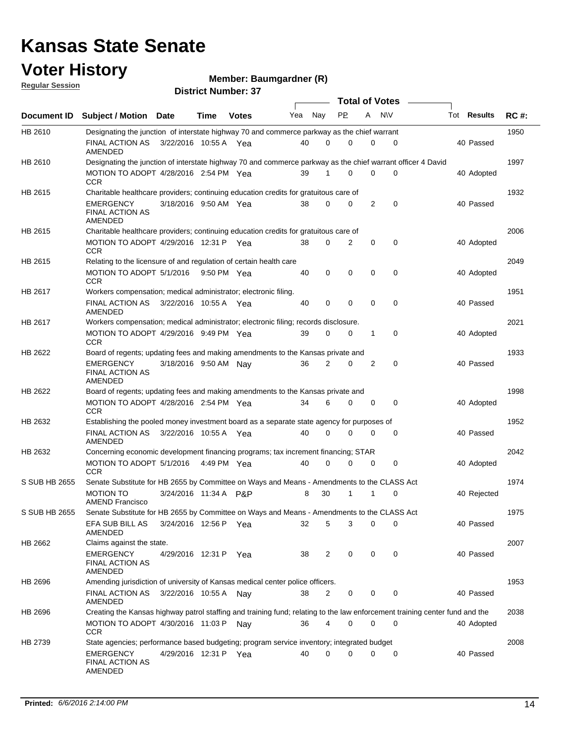# Kansas State Senate

# Voter History

**Regular Session**

**Member: Baumgardner (R)**

**District Number: 37**

| Document ID | Subject / Motion | Date | Time | Votes | Yea | Nay | PP | A | N\V | Tot | Results | RC #: |
|---|---|---|---|---|---|---|---|---|---|---|---|---|
| HB 2610 | Designating the junction of interstate highway 70 and commerce parkway as the chief warrant | | | | | | | | | | | 1950 |
| | FINAL ACTION AS AMENDED | 3/22/2016 | 10:55 A | Yea | 40 | 0 | 0 | 0 | 0 | 40 | Passed | |
| HB 2610 | Designating the junction of interstate highway 70 and commerce parkway as the chief warrant officer 4 David | | | | | | | | | | | 1997 |
| | MOTION TO ADOPT CCR | 4/28/2016 | 2:54 PM | Yea | 39 | 1 | 0 | 0 | 0 | 40 | Adopted | |
| HB 2615 | Charitable healthcare providers; continuing education credits for gratuitous care of | | | | | | | | | | | 1932 |
| | EMERGENCY FINAL ACTION AS AMENDED | 3/18/2016 | 9:50 AM | Yea | 38 | 0 | 0 | 2 | 0 | 40 | Passed | |
| HB 2615 | Charitable healthcare providers; continuing education credits for gratuitous care of | | | | | | | | | | | 2006 |
| | MOTION TO ADOPT CCR | 4/29/2016 | 12:31 P | Yea | 38 | 0 | 2 | 0 | 0 | 40 | Adopted | |
| HB 2615 | Relating to the licensure of and regulation of certain health care | | | | | | | | | | | 2049 |
| | MOTION TO ADOPT CCR | 5/1/2016 | 9:50 PM | Yea | 40 | 0 | 0 | 0 | 0 | 40 | Adopted | |
| HB 2617 | Workers compensation; medical administrator; electronic filing. | | | | | | | | | | | 1951 |
| | FINAL ACTION AS AMENDED | 3/22/2016 | 10:55 A | Yea | 40 | 0 | 0 | 0 | 0 | 40 | Passed | |
| HB 2617 | Workers compensation; medical administrator; electronic filing; records disclosure. | | | | | | | | | | | 2021 |
| | MOTION TO ADOPT CCR | 4/29/2016 | 9:49 PM | Yea | 39 | 0 | 0 | 1 | 0 | 40 | Adopted | |
| HB 2622 | Board of regents; updating fees and making amendments to the Kansas private and | | | | | | | | | | | 1933 |
| | EMERGENCY FINAL ACTION AS AMENDED | 3/18/2016 | 9:50 AM | Nay | 36 | 2 | 0 | 2 | 0 | 40 | Passed | |
| HB 2622 | Board of regents; updating fees and making amendments to the Kansas private and | | | | | | | | | | | 1998 |
| | MOTION TO ADOPT CCR | 4/28/2016 | 2:54 PM | Yea | 34 | 6 | 0 | 0 | 0 | 40 | Adopted | |
| HB 2632 | Establishing the pooled money investment board as a separate state agency for purposes of | | | | | | | | | | | 1952 |
| | FINAL ACTION AS AMENDED | 3/22/2016 | 10:55 A | Yea | 40 | 0 | 0 | 0 | 0 | 40 | Passed | |
| HB 2632 | Concerning economic development financing programs; tax increment financing; STAR | | | | | | | | | | | 2042 |
| | MOTION TO ADOPT CCR | 5/1/2016 | 4:49 PM | Yea | 40 | 0 | 0 | 0 | 0 | 40 | Adopted | |
| S SUB HB 2655 | Senate Substitute for HB 2655 by Committee on Ways and Means - Amendments to the CLASS Act | | | | | | | | | | | 1974 |
| | MOTION TO AMEND Francisco | 3/24/2016 | 11:34 A | P&P | 8 | 30 | 1 | 1 | 0 | 40 | Rejected | |
| S SUB HB 2655 | Senate Substitute for HB 2655 by Committee on Ways and Means - Amendments to the CLASS Act | | | | | | | | | | | 1975 |
| | EFA SUB BILL AS AMENDED | 3/24/2016 | 12:56 P | Yea | 32 | 5 | 3 | 0 | 0 | 40 | Passed | |
| HB 2662 | Claims against the state. | | | | | | | | | | | 2007 |
| | EMERGENCY FINAL ACTION AS AMENDED | 4/29/2016 | 12:31 P | Yea | 38 | 2 | 0 | 0 | 0 | 40 | Passed | |
| HB 2696 | Amending jurisdiction of university of Kansas medical center police officers. | | | | | | | | | | | 1953 |
| | FINAL ACTION AS AMENDED | 3/22/2016 | 10:55 A | Nay | 38 | 2 | 0 | 0 | 0 | 40 | Passed | |
| HB 2696 | Creating the Kansas highway patrol staffing and training fund; relating to the law enforcement training center fund and the | | | | | | | | | | | 2038 |
| | MOTION TO ADOPT CCR | 4/30/2016 | 11:03 P | Nay | 36 | 4 | 0 | 0 | 0 | 40 | Adopted | |
| HB 2739 | State agencies; performance based budgeting; program service inventory; integrated budget | | | | | | | | | | | 2008 |
| | EMERGENCY FINAL ACTION AS AMENDED | 4/29/2016 | 12:31 P | Yea | 40 | 0 | 0 | 0 | 0 | 40 | Passed | |

**Printed:** *6/6/2016 2:14:00 PM*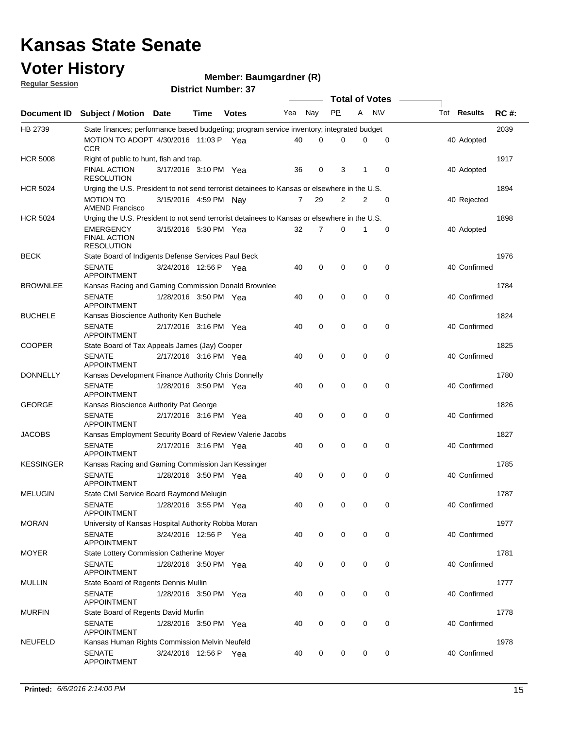# Kansas State Senate

## Voter History

**Regular Session**

**Member: Baumgardner (R)**

**District Number: 37**

| Document ID | Subject / Motion | Date | Time | Votes | Yea | Nay | PP | A | N\V | Tot | Results | RC #: |
|---|---|---|---|---|---|---|---|---|---|---|---|---|
| HB 2739 | State finances; performance based budgeting; program service inventory; integrated budget | | | | | | | | | | | 2039 |
| | MOTION TO ADOPT CCR | 4/30/2016 | 11:03 P | Yea | 40 | 0 | 0 | 0 | 0 | 40 | Adopted | |
| HCR 5008 | Right of public to hunt, fish and trap. | | | | | | | | | | | 1917 |
| | FINAL ACTION RESOLUTION | 3/17/2016 | 3:10 PM | Yea | 36 | 0 | 3 | 1 | 0 | 40 | Adopted | |
| HCR 5024 | Urging the U.S. President to not send terrorist detainees to Kansas or elsewhere in the U.S. | | | | | | | | | | | 1894 |
| | MOTION TO AMEND Francisco | 3/15/2016 | 4:59 PM | Nay | 7 | 29 | 2 | 2 | 0 | 40 | Rejected | |
| HCR 5024 | Urging the U.S. President to not send terrorist detainees to Kansas or elsewhere in the U.S. | | | | | | | | | | | 1898 |
| | EMERGENCY FINAL ACTION RESOLUTION | 3/15/2016 | 5:30 PM | Yea | 32 | 7 | 0 | 1 | 0 | 40 | Adopted | |
| BECK | State Board of Indigents Defense Services Paul Beck | | | | | | | | | | | 1976 |
| | SENATE APPOINTMENT | 3/24/2016 | 12:56 P | Yea | 40 | 0 | 0 | 0 | 0 | 40 | Confirmed | |
| BROWNLEE | Kansas Racing and Gaming Commission Donald Brownlee | | | | | | | | | | | 1784 |
| | SENATE APPOINTMENT | 1/28/2016 | 3:50 PM | Yea | 40 | 0 | 0 | 0 | 0 | 40 | Confirmed | |
| BUCHELE | Kansas Bioscience Authority Ken Buchele | | | | | | | | | | | 1824 |
| | SENATE APPOINTMENT | 2/17/2016 | 3:16 PM | Yea | 40 | 0 | 0 | 0 | 0 | 40 | Confirmed | |
| COOPER | State Board of Tax Appeals James (Jay) Cooper | | | | | | | | | | | 1825 |
| | SENATE APPOINTMENT | 2/17/2016 | 3:16 PM | Yea | 40 | 0 | 0 | 0 | 0 | 40 | Confirmed | |
| DONNELLY | Kansas Development Finance Authority Chris Donnelly | | | | | | | | | | | 1780 |
| | SENATE APPOINTMENT | 1/28/2016 | 3:50 PM | Yea | 40 | 0 | 0 | 0 | 0 | 40 | Confirmed | |
| GEORGE | Kansas Bioscience Authority Pat George | | | | | | | | | | | 1826 |
| | SENATE APPOINTMENT | 2/17/2016 | 3:16 PM | Yea | 40 | 0 | 0 | 0 | 0 | 40 | Confirmed | |
| JACOBS | Kansas Employment Security Board of Review Valerie Jacobs | | | | | | | | | | | 1827 |
| | SENATE APPOINTMENT | 2/17/2016 | 3:16 PM | Yea | 40 | 0 | 0 | 0 | 0 | 40 | Confirmed | |
| KESSINGER | Kansas Racing and Gaming Commission Jan Kessinger | | | | | | | | | | | 1785 |
| | SENATE APPOINTMENT | 1/28/2016 | 3:50 PM | Yea | 40 | 0 | 0 | 0 | 0 | 40 | Confirmed | |
| MELUGIN | State Civil Service Board Raymond Melugin | | | | | | | | | | | 1787 |
| | SENATE APPOINTMENT | 1/28/2016 | 3:55 PM | Yea | 40 | 0 | 0 | 0 | 0 | 40 | Confirmed | |
| MORAN | University of Kansas Hospital Authority Robba Moran | | | | | | | | | | | 1977 |
| | SENATE APPOINTMENT | 3/24/2016 | 12:56 P | Yea | 40 | 0 | 0 | 0 | 0 | 40 | Confirmed | |
| MOYER | State Lottery Commission Catherine Moyer | | | | | | | | | | | 1781 |
| | SENATE APPOINTMENT | 1/28/2016 | 3:50 PM | Yea | 40 | 0 | 0 | 0 | 0 | 40 | Confirmed | |
| MULLIN | State Board of Regents Dennis Mullin | | | | | | | | | | | 1777 |
| | SENATE APPOINTMENT | 1/28/2016 | 3:50 PM | Yea | 40 | 0 | 0 | 0 | 0 | 40 | Confirmed | |
| MURFIN | State Board of Regents David Murfin | | | | | | | | | | | 1778 |
| | SENATE APPOINTMENT | 1/28/2016 | 3:50 PM | Yea | 40 | 0 | 0 | 0 | 0 | 40 | Confirmed | |
| NEUFELD | Kansas Human Rights Commission Melvin Neufeld | | | | | | | | | | | 1978 |
| | SENATE APPOINTMENT | 3/24/2016 | 12:56 P | Yea | 40 | 0 | 0 | 0 | 0 | 40 | Confirmed | |

**Printed:** *6/6/2016 2:14:00 PM*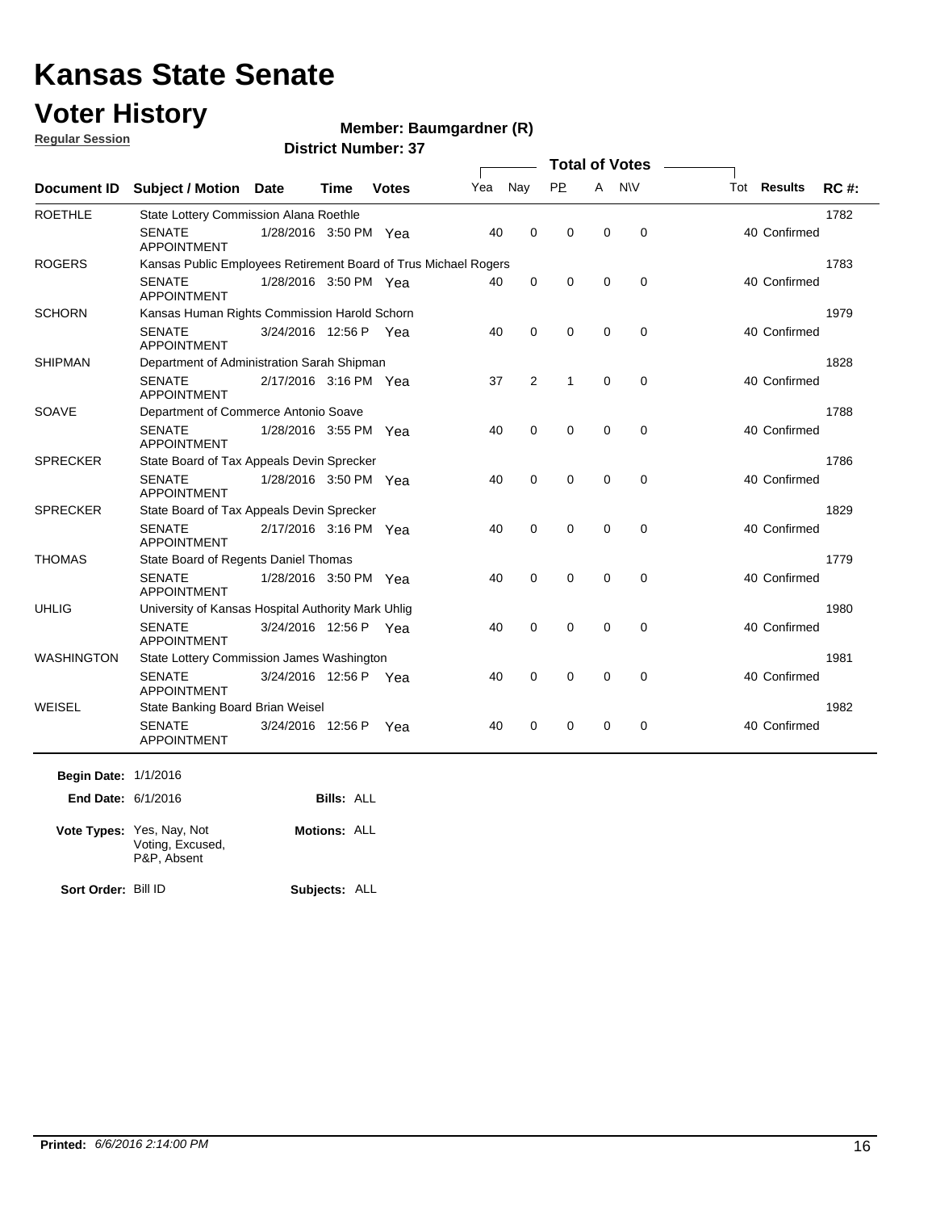# Kansas State Senate

## Voter History

**Regular Session**

**Member: Baumgardner (R)**

**District Number: 37**

| Document ID | Subject / Motion | Date | Time | Votes | Yea | Nay | PP | A | N\V | Tot | Results | RC #: |
|---|---|---|---|---|---|---|---|---|---|---|---|---|
| ROETHLE | State Lottery Commission Alana Roethle | | | | | | | | | | | 1782 |
| | SENATE APPOINTMENT | 1/28/2016 | 3:50 PM | Yea | 40 | 0 | 0 | 0 | 0 | 40 | Confirmed | |
| ROGERS | Kansas Public Employees Retirement Board of Trus Michael Rogers | | | | | | | | | | | 1783 |
| | SENATE APPOINTMENT | 1/28/2016 | 3:50 PM | Yea | 40 | 0 | 0 | 0 | 0 | 40 | Confirmed | |
| SCHORN | Kansas Human Rights Commission Harold Schorn | | | | | | | | | | | 1979 |
| | SENATE APPOINTMENT | 3/24/2016 | 12:56 P | Yea | 40 | 0 | 0 | 0 | 0 | 40 | Confirmed | |
| SHIPMAN | Department of Administration Sarah Shipman | | | | | | | | | | | 1828 |
| | SENATE APPOINTMENT | 2/17/2016 | 3:16 PM | Yea | 37 | 2 | 1 | 0 | 0 | 40 | Confirmed | |
| SOAVE | Department of Commerce Antonio Soave | | | | | | | | | | | 1788 |
| | SENATE APPOINTMENT | 1/28/2016 | 3:55 PM | Yea | 40 | 0 | 0 | 0 | 0 | 40 | Confirmed | |
| SPRECKER | State Board of Tax Appeals Devin Sprecker | | | | | | | | | | | 1786 |
| | SENATE APPOINTMENT | 1/28/2016 | 3:50 PM | Yea | 40 | 0 | 0 | 0 | 0 | 40 | Confirmed | |
| SPRECKER | State Board of Tax Appeals Devin Sprecker | | | | | | | | | | | 1829 |
| | SENATE APPOINTMENT | 2/17/2016 | 3:16 PM | Yea | 40 | 0 | 0 | 0 | 0 | 40 | Confirmed | |
| THOMAS | State Board of Regents Daniel Thomas | | | | | | | | | | | 1779 |
| | SENATE APPOINTMENT | 1/28/2016 | 3:50 PM | Yea | 40 | 0 | 0 | 0 | 0 | 40 | Confirmed | |
| UHLIG | University of Kansas Hospital Authority Mark Uhlig | | | | | | | | | | | 1980 |
| | SENATE APPOINTMENT | 3/24/2016 | 12:56 P | Yea | 40 | 0 | 0 | 0 | 0 | 40 | Confirmed | |
| WASHINGTON | State Lottery Commission James Washington | | | | | | | | | | | 1981 |
| | SENATE APPOINTMENT | 3/24/2016 | 12:56 P | Yea | 40 | 0 | 0 | 0 | 0 | 40 | Confirmed | |
| WEISEL | State Banking Board Brian Weisel | | | | | | | | | | | 1982 |
| | SENATE APPOINTMENT | 3/24/2016 | 12:56 P | Yea | 40 | 0 | 0 | 0 | 0 | 40 | Confirmed | |

**Begin Date:** 1/1/2016

**End Date:** 6/1/2016 **Bills:** ALL

**Vote Types:** Yes, Nay, Not Voting, Excused, P&P, Absent **Motions:** ALL

**Sort Order:** Bill ID **Subjects:** ALL

**Printed:** *6/6/2016 2:14:00 PM*